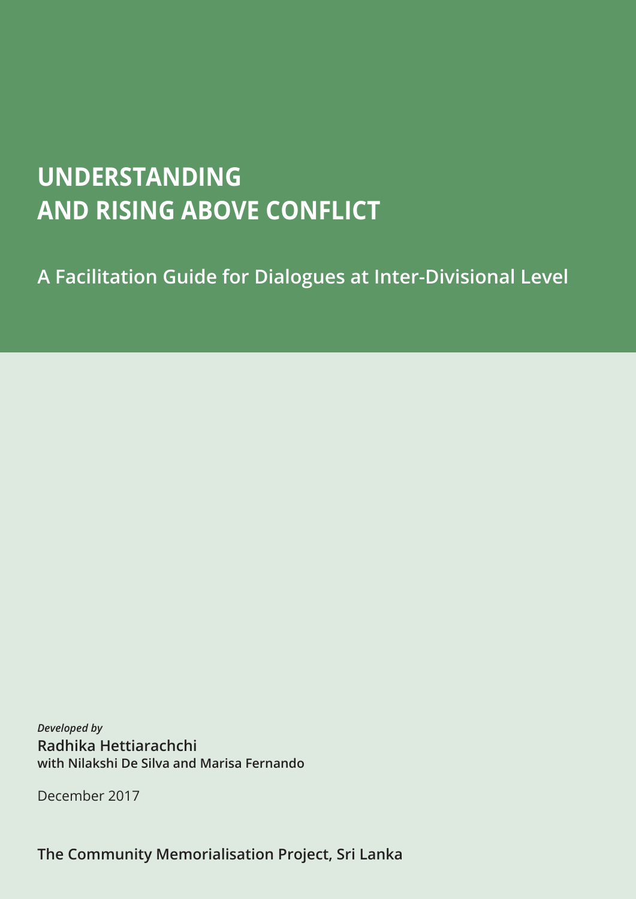# UNDERSTANDING AND RISING ABOVE CONFLICT

## A Facilitation Guide for Dialogues at Inter-Divisional Level

***Developed by***

**Radhika Hettiarachchi**

**with Nilakshi De Silva and Marisa Fernando**

December 2017

**The Community Memorialisation Project, Sri Lanka**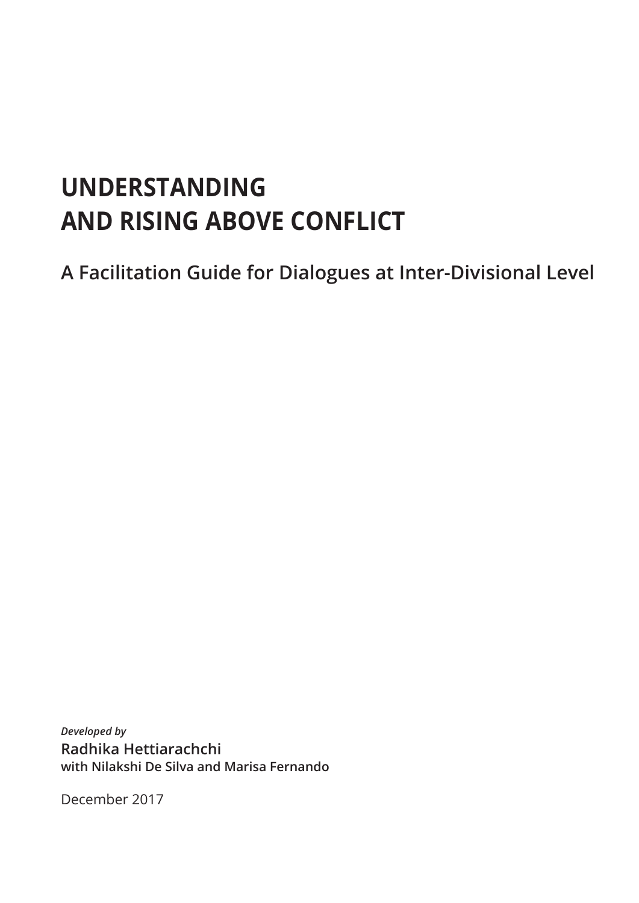# UNDERSTANDING AND RISING ABOVE CONFLICT

## A Facilitation Guide for Dialogues at Inter-Divisional Level

*Developed by*

**Radhika Hettiarachchi**

**with Nilakshi De Silva and Marisa Fernando**

December 2017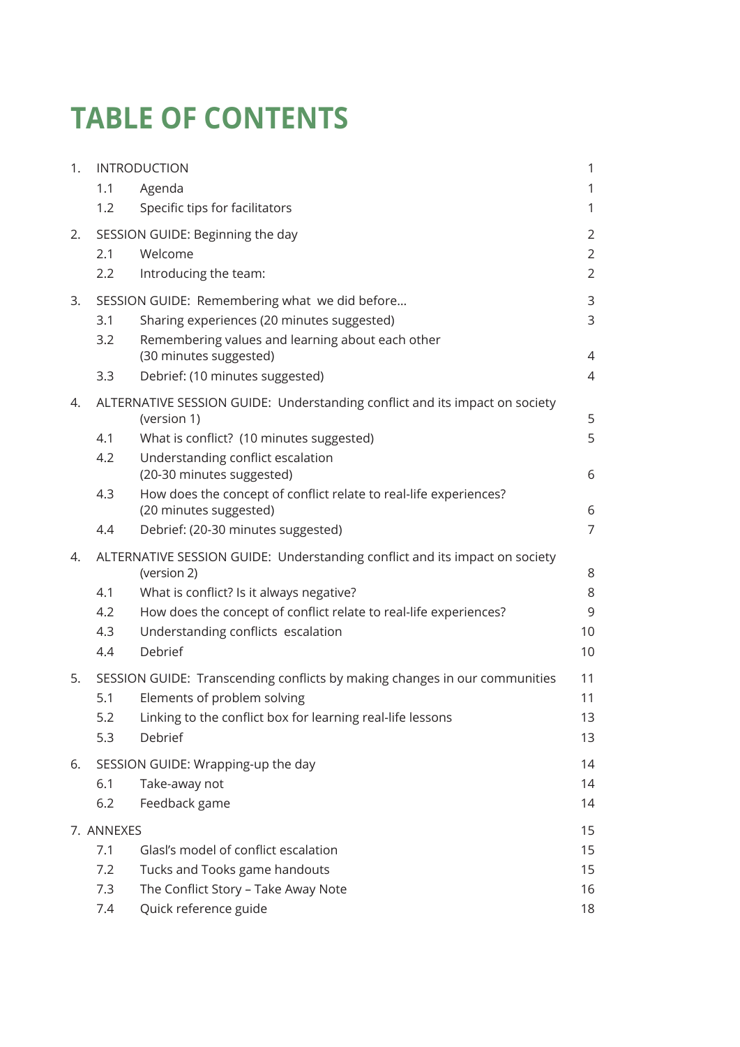# TABLE OF CONTENTS

| | | | |
|---|---|---|---|
| 1. | INTRODUCTION | | 1 |
| | 1.1 | Agenda | 1 |
| | 1.2 | Specific tips for facilitators | 1 |
| 2. | SESSION GUIDE: Beginning the day | | 2 |
| | 2.1 | Welcome | 2 |
| | 2.2 | Introducing the team: | 2 |
| 3. | SESSION GUIDE: Remembering what we did before... | | 3 |
| | 3.1 | Sharing experiences (20 minutes suggested) | 3 |
| | 3.2 | Remembering values and learning about each other (30 minutes suggested) | 4 |
| | 3.3 | Debrief: (10 minutes suggested) | 4 |
| 4. | ALTERNATIVE SESSION GUIDE: Understanding conflict and its impact on society (version 1) | | 5 |
| | 4.1 | What is conflict? (10 minutes suggested) | 5 |
| | 4.2 | Understanding conflict escalation (20-30 minutes suggested) | 6 |
| | 4.3 | How does the concept of conflict relate to real-life experiences? (20 minutes suggested) | 6 |
| | 4.4 | Debrief: (20-30 minutes suggested) | 7 |
| 4. | ALTERNATIVE SESSION GUIDE: Understanding conflict and its impact on society (version 2) | | 8 |
| | 4.1 | What is conflict? Is it always negative? | 8 |
| | 4.2 | How does the concept of conflict relate to real-life experiences? | 9 |
| | 4.3 | Understanding conflicts escalation | 10 |
| | 4.4 | Debrief | 10 |
| 5. | SESSION GUIDE: Transcending conflicts by making changes in our communities | | 11 |
| | 5.1 | Elements of problem solving | 11 |
| | 5.2 | Linking to the conflict box for learning real-life lessons | 13 |
| | 5.3 | Debrief | 13 |
| 6. | SESSION GUIDE: Wrapping-up the day | | 14 |
| | 6.1 | Take-away not | 14 |
| | 6.2 | Feedback game | 14 |
| 7. | ANNEXES | | 15 |
| | 7.1 | Glasl's model of conflict escalation | 15 |
| | 7.2 | Tucks and Tooks game handouts | 15 |
| | 7.3 | The Conflict Story – Take Away Note | 16 |
| | 7.4 | Quick reference guide | 18 |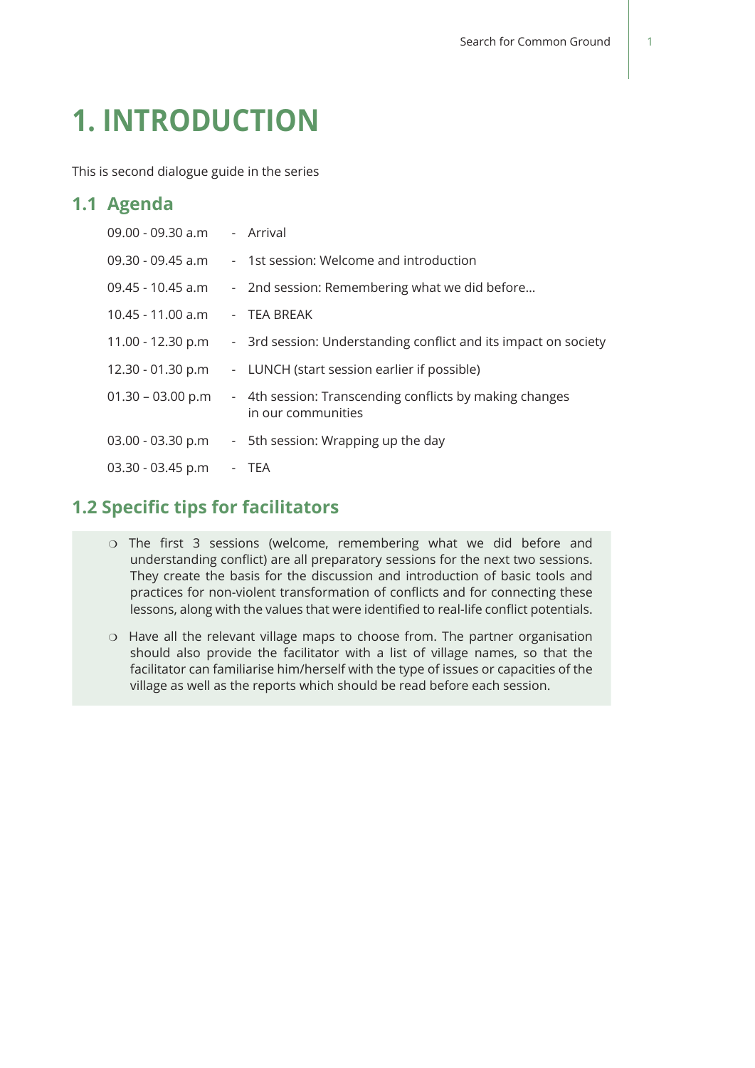# 1. INTRODUCTION

This is second dialogue guide in the series

## 1.1 Agenda

| | | |
|---|---|---|
| 09.00 - 09.30 a.m | - | Arrival |
| 09.30 - 09.45 a.m | - | 1st session: Welcome and introduction |
| 09.45 - 10.45 a.m | - | 2nd session: Remembering what we did before… |
| 10.45 - 11.00 a.m | - | TEA BREAK |
| 11.00 - 12.30 p.m | - | 3rd session: Understanding conflict and its impact on society |
| 12.30 - 01.30 p.m | - | LUNCH (start session earlier if possible) |
| 01.30 – 03.00 p.m | - | 4th session: Transcending conflicts by making changes in our communities |
| 03.00 - 03.30 p.m | - | 5th session: Wrapping up the day |
| 03.30 - 03.45 p.m | - | TEA |

## 1.2 Specific tips for facilitators

- The first 3 sessions (welcome, remembering what we did before and understanding conflict) are all preparatory sessions for the next two sessions. They create the basis for the discussion and introduction of basic tools and practices for non-violent transformation of conflicts and for connecting these lessons, along with the values that were identified to real-life conflict potentials.
- Have all the relevant village maps to choose from. The partner organisation should also provide the facilitator with a list of village names, so that the facilitator can familiarise him/herself with the type of issues or capacities of the village as well as the reports which should be read before each session.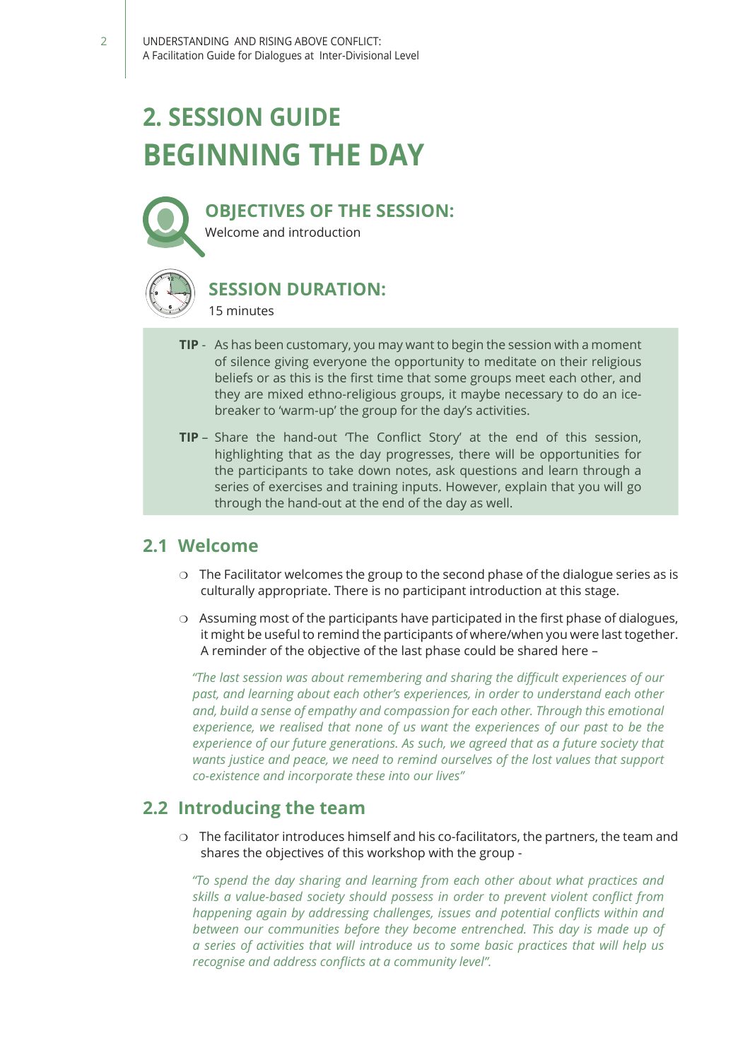# 2. SESSION GUIDE
# BEGINNING THE DAY

### OBJECTIVES OF THE SESSION:
Welcome and introduction

### SESSION DURATION:
15 minutes

**TIP** - As has been customary, you may want to begin the session with a moment of silence giving everyone the opportunity to meditate on their religious beliefs or as this is the first time that some groups meet each other, and they are mixed ethno-religious groups, it maybe necessary to do an ice-breaker to 'warm-up' the group for the day's activities.

**TIP** – Share the hand-out 'The Conflict Story' at the end of this session, highlighting that as the day progresses, there will be opportunities for the participants to take down notes, ask questions and learn through a series of exercises and training inputs. However, explain that you will go through the hand-out at the end of the day as well.

## 2.1 Welcome

- The Facilitator welcomes the group to the second phase of the dialogue series as is culturally appropriate. There is no participant introduction at this stage.
- Assuming most of the participants have participated in the first phase of dialogues, it might be useful to remind the participants of where/when you were last together. A reminder of the objective of the last phase could be shared here –

*"The last session was about remembering and sharing the difficult experiences of our past, and learning about each other's experiences, in order to understand each other and, build a sense of empathy and compassion for each other. Through this emotional experience, we realised that none of us want the experiences of our past to be the experience of our future generations. As such, we agreed that as a future society that wants justice and peace, we need to remind ourselves of the lost values that support co-existence and incorporate these into our lives"*

## 2.2 Introducing the team

- The facilitator introduces himself and his co-facilitators, the partners, the team and shares the objectives of this workshop with the group -

*"To spend the day sharing and learning from each other about what practices and skills a value-based society should possess in order to prevent violent conflict from happening again by addressing challenges, issues and potential conflicts within and between our communities before they become entrenched. This day is made up of a series of activities that will introduce us to some basic practices that will help us recognise and address conflicts at a community level".*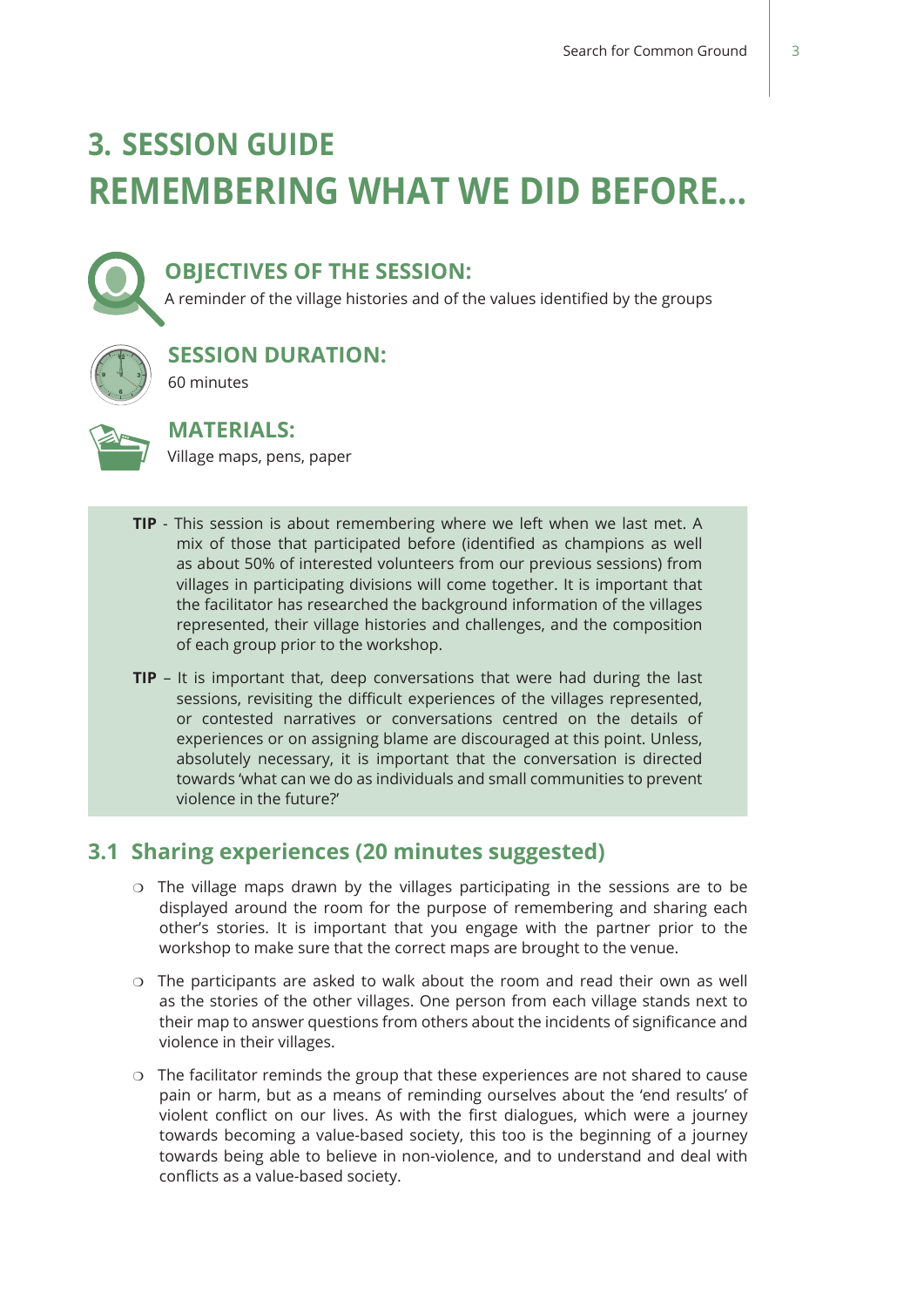# 3. SESSION GUIDE
# REMEMBERING WHAT WE DID BEFORE...

### OBJECTIVES OF THE SESSION:

A reminder of the village histories and of the values identified by the groups

### SESSION DURATION:

60 minutes

### MATERIALS:

Village maps, pens, paper

> **TIP** - This session is about remembering where we left when we last met. A mix of those that participated before (identified as champions as well as about 50% of interested volunteers from our previous sessions) from villages in participating divisions will come together. It is important that the facilitator has researched the background information of the villages represented, their village histories and challenges, and the composition of each group prior to the workshop.
>
> **TIP** – It is important that, deep conversations that were had during the last sessions, revisiting the difficult experiences of the villages represented, or contested narratives or conversations centred on the details of experiences or on assigning blame are discouraged at this point. Unless, absolutely necessary, it is important that the conversation is directed towards 'what can we do as individuals and small communities to prevent violence in the future?'

## 3.1 Sharing experiences (20 minutes suggested)

- The village maps drawn by the villages participating in the sessions are to be displayed around the room for the purpose of remembering and sharing each other's stories. It is important that you engage with the partner prior to the workshop to make sure that the correct maps are brought to the venue.
- The participants are asked to walk about the room and read their own as well as the stories of the other villages. One person from each village stands next to their map to answer questions from others about the incidents of significance and violence in their villages.
- The facilitator reminds the group that these experiences are not shared to cause pain or harm, but as a means of reminding ourselves about the 'end results' of violent conflict on our lives. As with the first dialogues, which were a journey towards becoming a value-based society, this too is the beginning of a journey towards being able to believe in non-violence, and to understand and deal with conflicts as a value-based society.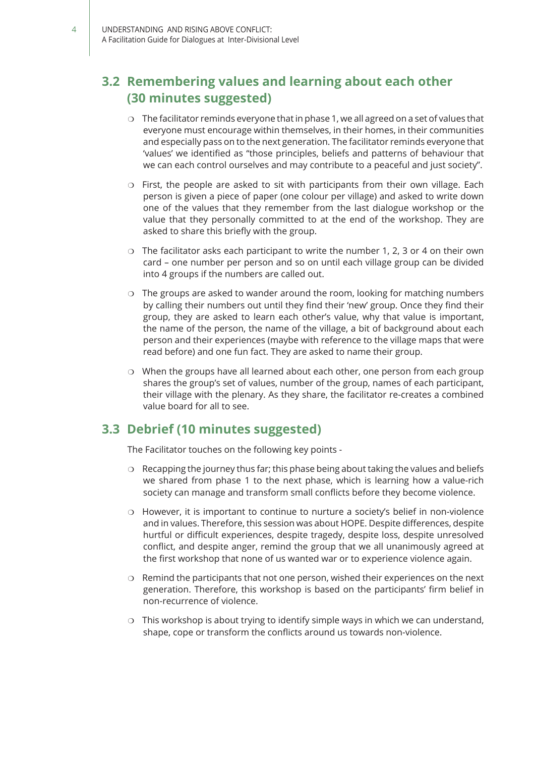## 3.2 Remembering values and learning about each other (30 minutes suggested)

- The facilitator reminds everyone that in phase 1, we all agreed on a set of values that everyone must encourage within themselves, in their homes, in their communities and especially pass on to the next generation. The facilitator reminds everyone that 'values' we identified as "those principles, beliefs and patterns of behaviour that we can each control ourselves and may contribute to a peaceful and just society".
- First, the people are asked to sit with participants from their own village. Each person is given a piece of paper (one colour per village) and asked to write down one of the values that they remember from the last dialogue workshop or the value that they personally committed to at the end of the workshop. They are asked to share this briefly with the group.
- The facilitator asks each participant to write the number 1, 2, 3 or 4 on their own card – one number per person and so on until each village group can be divided into 4 groups if the numbers are called out.
- The groups are asked to wander around the room, looking for matching numbers by calling their numbers out until they find their 'new' group. Once they find their group, they are asked to learn each other's value, why that value is important, the name of the person, the name of the village, a bit of background about each person and their experiences (maybe with reference to the village maps that were read before) and one fun fact. They are asked to name their group.
- When the groups have all learned about each other, one person from each group shares the group's set of values, number of the group, names of each participant, their village with the plenary. As they share, the facilitator re-creates a combined value board for all to see.

## 3.3 Debrief (10 minutes suggested)

The Facilitator touches on the following key points -

- Recapping the journey thus far; this phase being about taking the values and beliefs we shared from phase 1 to the next phase, which is learning how a value-rich society can manage and transform small conflicts before they become violence.
- However, it is important to continue to nurture a society's belief in non-violence and in values. Therefore, this session was about HOPE. Despite differences, despite hurtful or difficult experiences, despite tragedy, despite loss, despite unresolved conflict, and despite anger, remind the group that we all unanimously agreed at the first workshop that none of us wanted war or to experience violence again.
- Remind the participants that not one person, wished their experiences on the next generation. Therefore, this workshop is based on the participants' firm belief in non-recurrence of violence.
- This workshop is about trying to identify simple ways in which we can understand, shape, cope or transform the conflicts around us towards non-violence.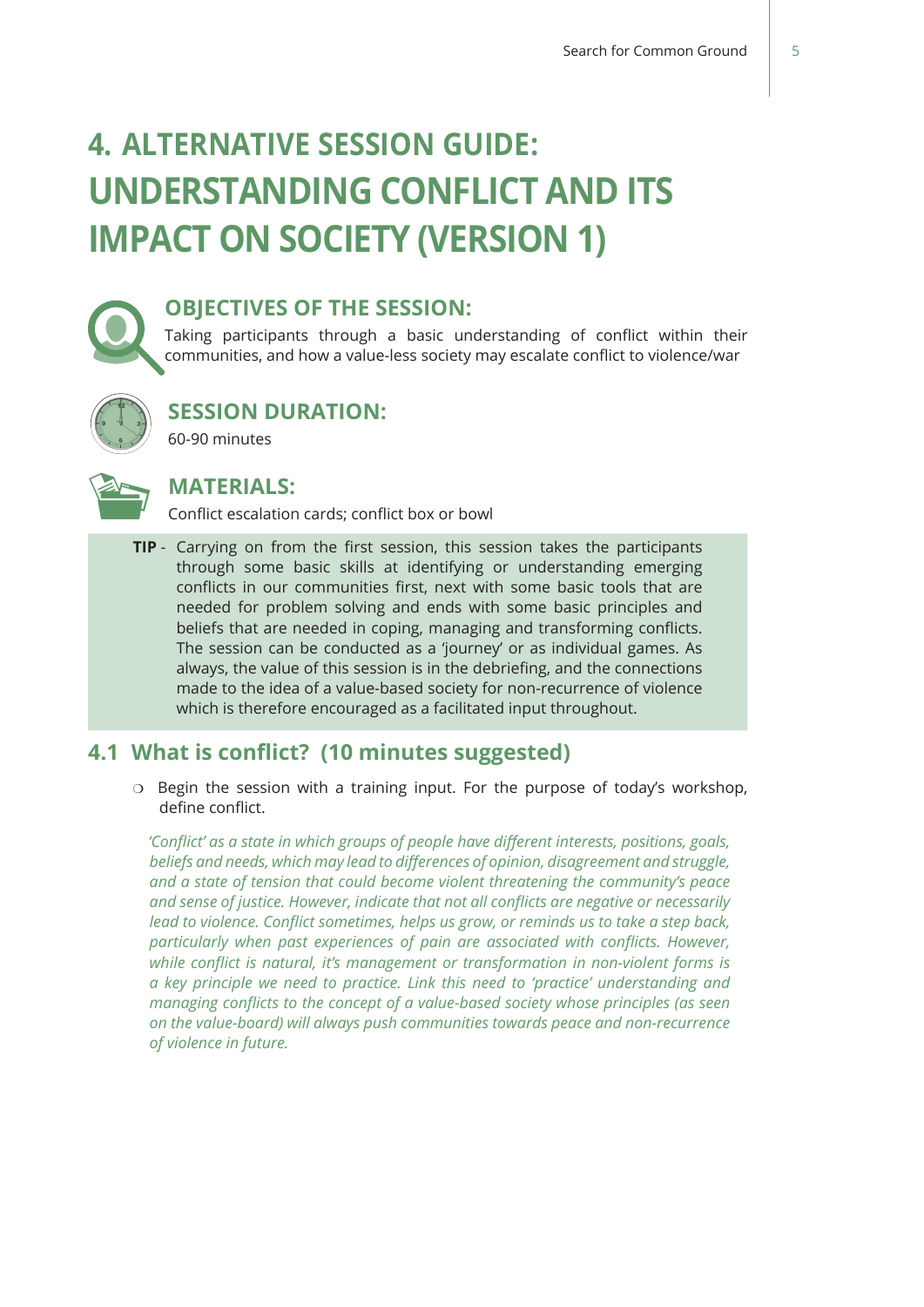# 4. ALTERNATIVE SESSION GUIDE: UNDERSTANDING CONFLICT AND ITS IMPACT ON SOCIETY (VERSION 1)

### OBJECTIVES OF THE SESSION:

Taking participants through a basic understanding of conflict within their communities, and how a value-less society may escalate conflict to violence/war

### SESSION DURATION:

60-90 minutes

### MATERIALS:

Conflict escalation cards; conflict box or bowl

> **TIP** - Carrying on from the first session, this session takes the participants through some basic skills at identifying or understanding emerging conflicts in our communities first, next with some basic tools that are needed for problem solving and ends with some basic principles and beliefs that are needed in coping, managing and transforming conflicts. The session can be conducted as a 'journey' or as individual games. As always, the value of this session is in the debriefing, and the connections made to the idea of a value-based society for non-recurrence of violence which is therefore encouraged as a facilitated input throughout.

## 4.1 What is conflict? (10 minutes suggested)

- Begin the session with a training input. For the purpose of today's workshop, define conflict.

*'Conflict' as a state in which groups of people have different interests, positions, goals, beliefs and needs, which may lead to differences of opinion, disagreement and struggle, and a state of tension that could become violent threatening the community's peace and sense of justice. However, indicate that not all conflicts are negative or necessarily lead to violence. Conflict sometimes, helps us grow, or reminds us to take a step back, particularly when past experiences of pain are associated with conflicts. However, while conflict is natural, it's management or transformation in non-violent forms is a key principle we need to practice. Link this need to 'practice' understanding and managing conflicts to the concept of a value-based society whose principles (as seen on the value-board) will always push communities towards peace and non-recurrence of violence in future.*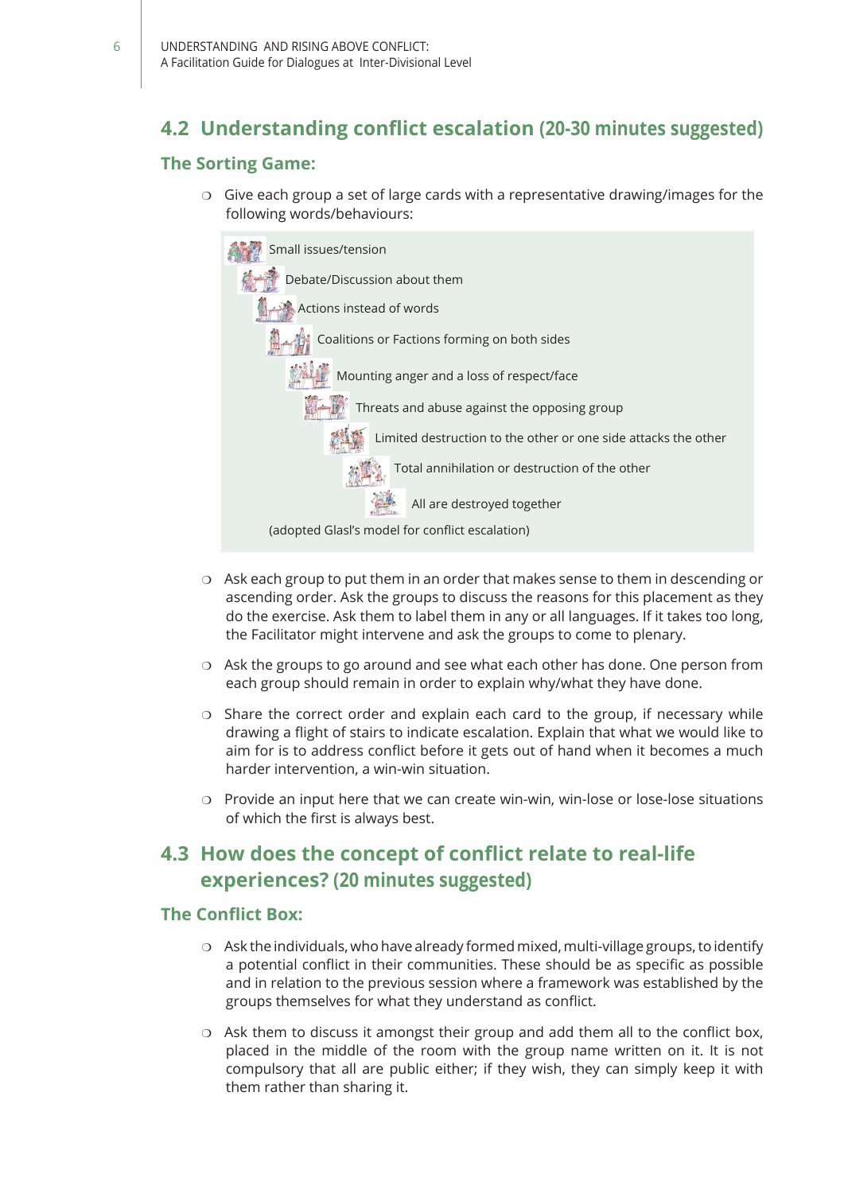## 4.2 Understanding conflict escalation (20-30 minutes suggested)

### The Sorting Game:

- Give each group a set of large cards with a representative drawing/images for the following words/behaviours:

> Small issues/tension
>
> Debate/Discussion about them
>
> Actions instead of words
>
> Coalitions or Factions forming on both sides
>
> Mounting anger and a loss of respect/face
>
> Threats and abuse against the opposing group
>
> Limited destruction to the other or one side attacks the other
>
> Total annihilation or destruction of the other
>
> All are destroyed together
>
> (adopted Glasl's model for conflict escalation)

- Ask each group to put them in an order that makes sense to them in descending or ascending order. Ask the groups to discuss the reasons for this placement as they do the exercise. Ask them to label them in any or all languages. If it takes too long, the Facilitator might intervene and ask the groups to come to plenary.
- Ask the groups to go around and see what each other has done. One person from each group should remain in order to explain why/what they have done.
- Share the correct order and explain each card to the group, if necessary while drawing a flight of stairs to indicate escalation. Explain that what we would like to aim for is to address conflict before it gets out of hand when it becomes a much harder intervention, a win-win situation.
- Provide an input here that we can create win-win, win-lose or lose-lose situations of which the first is always best.

## 4.3 How does the concept of conflict relate to real-life experiences? (20 minutes suggested)

### The Conflict Box:

- Ask the individuals, who have already formed mixed, multi-village groups, to identify a potential conflict in their communities. These should be as specific as possible and in relation to the previous session where a framework was established by the groups themselves for what they understand as conflict.
- Ask them to discuss it amongst their group and add them all to the conflict box, placed in the middle of the room with the group name written on it. It is not compulsory that all are public either; if they wish, they can simply keep it with them rather than sharing it.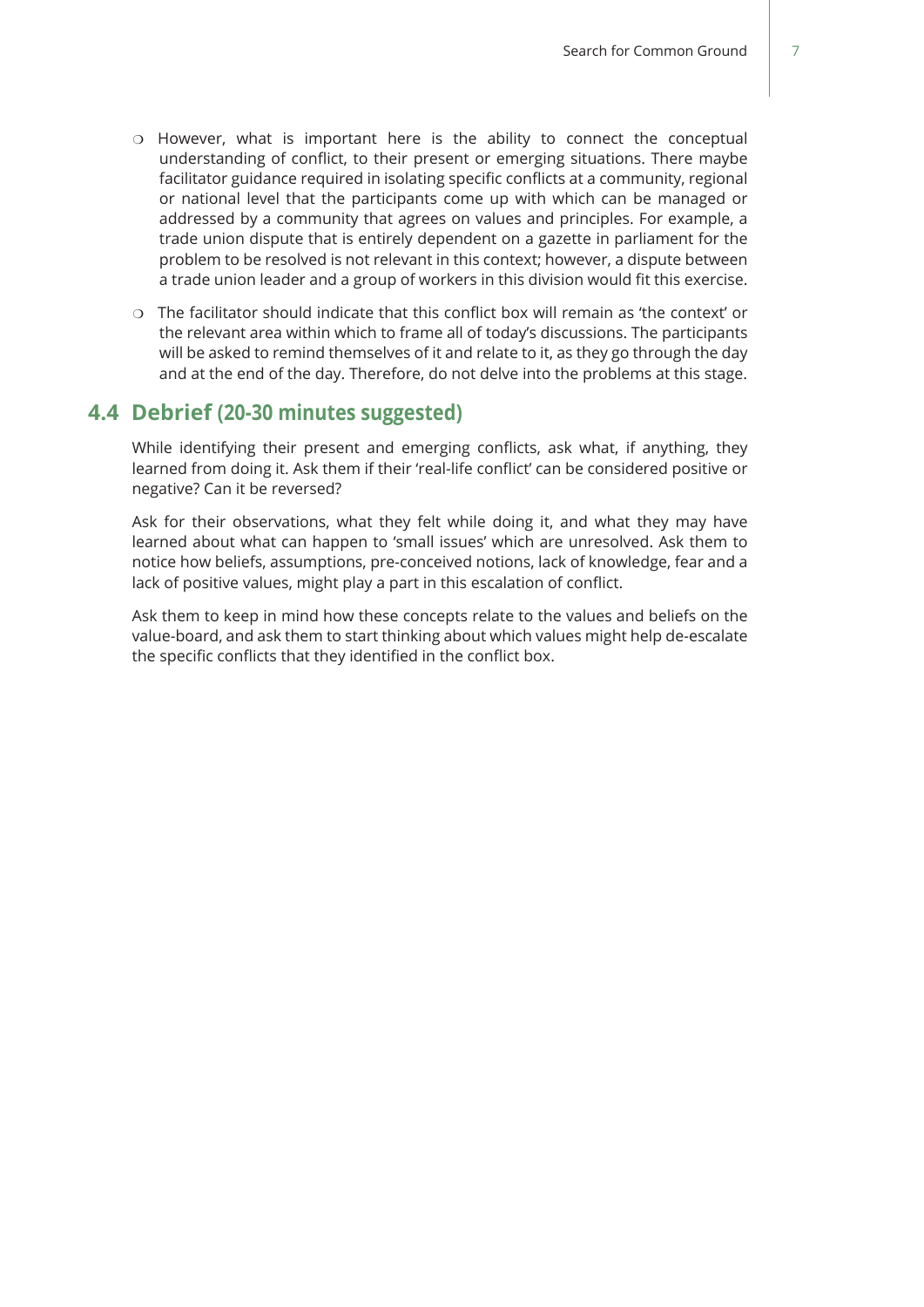- However, what is important here is the ability to connect the conceptual understanding of conflict, to their present or emerging situations. There maybe facilitator guidance required in isolating specific conflicts at a community, regional or national level that the participants come up with which can be managed or addressed by a community that agrees on values and principles. For example, a trade union dispute that is entirely dependent on a gazette in parliament for the problem to be resolved is not relevant in this context; however, a dispute between a trade union leader and a group of workers in this division would fit this exercise.
- The facilitator should indicate that this conflict box will remain as 'the context' or the relevant area within which to frame all of today's discussions. The participants will be asked to remind themselves of it and relate to it, as they go through the day and at the end of the day. Therefore, do not delve into the problems at this stage.

## 4.4 Debrief (20-30 minutes suggested)

While identifying their present and emerging conflicts, ask what, if anything, they learned from doing it. Ask them if their 'real-life conflict' can be considered positive or negative? Can it be reversed?

Ask for their observations, what they felt while doing it, and what they may have learned about what can happen to 'small issues' which are unresolved. Ask them to notice how beliefs, assumptions, pre-conceived notions, lack of knowledge, fear and a lack of positive values, might play a part in this escalation of conflict.

Ask them to keep in mind how these concepts relate to the values and beliefs on the value-board, and ask them to start thinking about which values might help de-escalate the specific conflicts that they identified in the conflict box.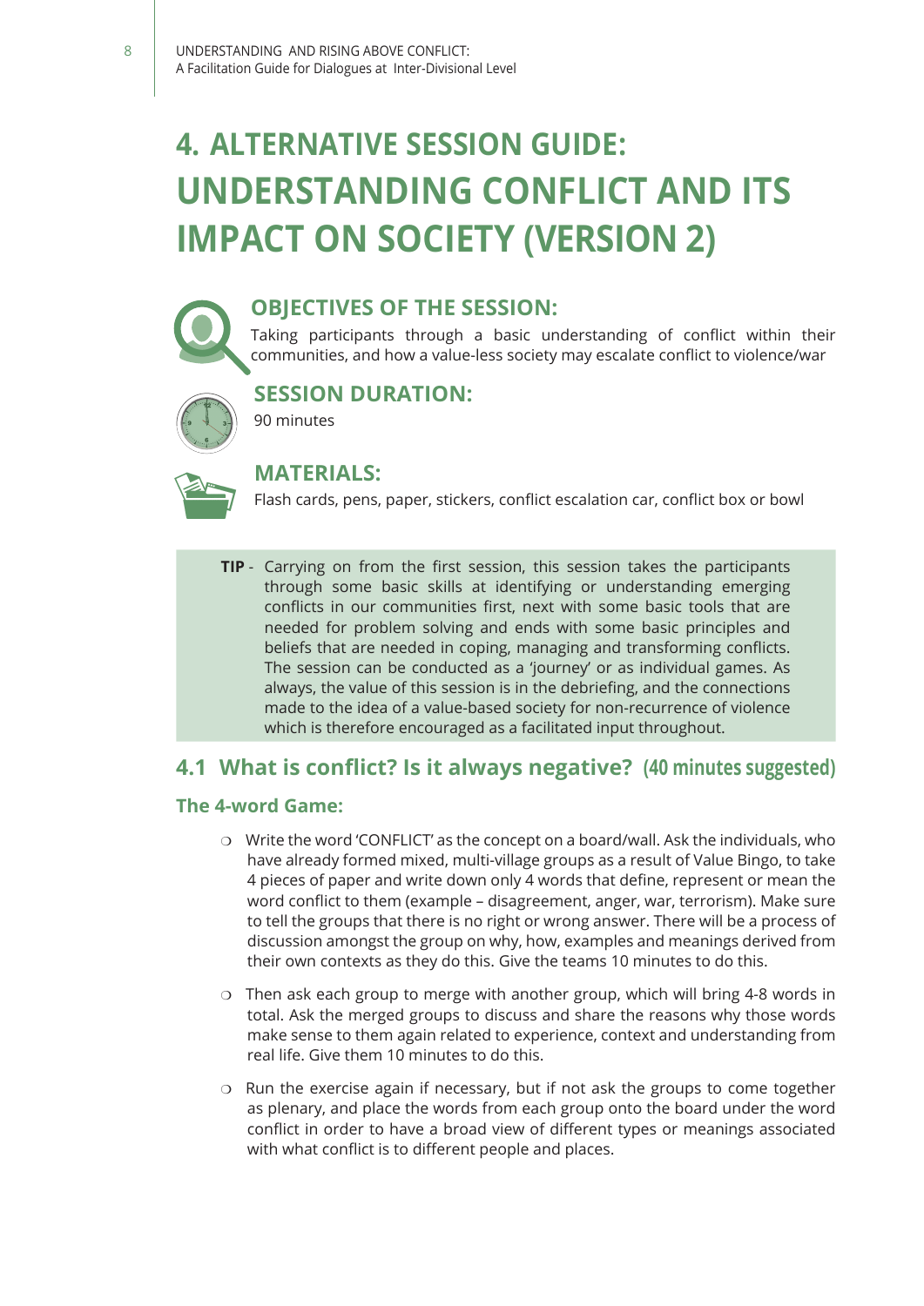# 4. ALTERNATIVE SESSION GUIDE: UNDERSTANDING CONFLICT AND ITS IMPACT ON SOCIETY (VERSION 2)

### OBJECTIVES OF THE SESSION:

Taking participants through a basic understanding of conflict within their communities, and how a value-less society may escalate conflict to violence/war

### SESSION DURATION:

90 minutes

### MATERIALS:

Flash cards, pens, paper, stickers, conflict escalation car, conflict box or bowl

> **TIP** - Carrying on from the first session, this session takes the participants through some basic skills at identifying or understanding emerging conflicts in our communities first, next with some basic tools that are needed for problem solving and ends with some basic principles and beliefs that are needed in coping, managing and transforming conflicts. The session can be conducted as a 'journey' or as individual games. As always, the value of this session is in the debriefing, and the connections made to the idea of a value-based society for non-recurrence of violence which is therefore encouraged as a facilitated input throughout.

## 4.1 What is conflict? Is it always negative? (40 minutes suggested)

### The 4-word Game:

- Write the word 'CONFLICT' as the concept on a board/wall. Ask the individuals, who have already formed mixed, multi-village groups as a result of Value Bingo, to take 4 pieces of paper and write down only 4 words that define, represent or mean the word conflict to them (example – disagreement, anger, war, terrorism). Make sure to tell the groups that there is no right or wrong answer. There will be a process of discussion amongst the group on why, how, examples and meanings derived from their own contexts as they do this. Give the teams 10 minutes to do this.
- Then ask each group to merge with another group, which will bring 4-8 words in total. Ask the merged groups to discuss and share the reasons why those words make sense to them again related to experience, context and understanding from real life. Give them 10 minutes to do this.
- Run the exercise again if necessary, but if not ask the groups to come together as plenary, and place the words from each group onto the board under the word conflict in order to have a broad view of different types or meanings associated with what conflict is to different people and places.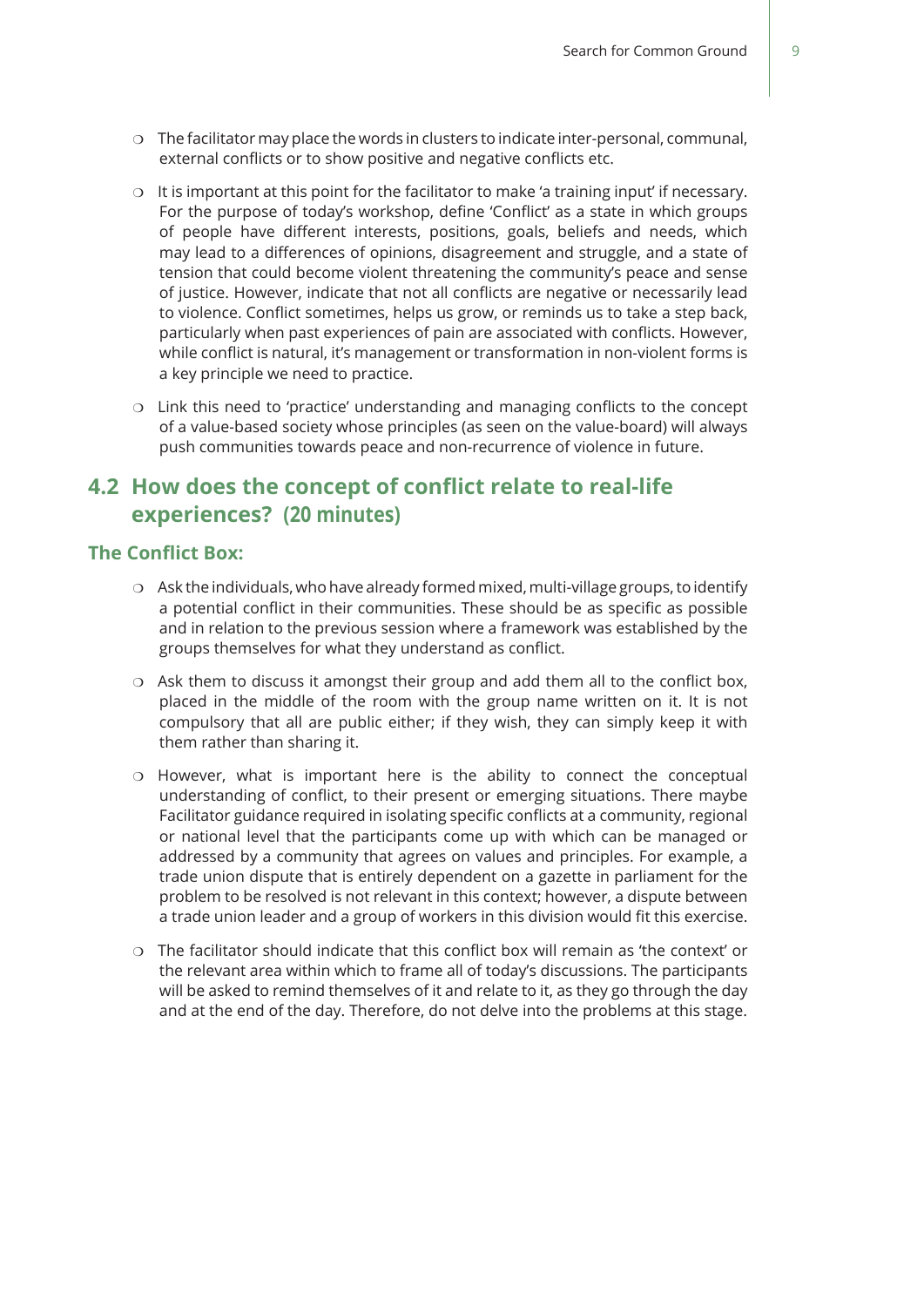- The facilitator may place the words in clusters to indicate inter-personal, communal, external conflicts or to show positive and negative conflicts etc.
- It is important at this point for the facilitator to make 'a training input' if necessary. For the purpose of today's workshop, define 'Conflict' as a state in which groups of people have different interests, positions, goals, beliefs and needs, which may lead to a differences of opinions, disagreement and struggle, and a state of tension that could become violent threatening the community's peace and sense of justice. However, indicate that not all conflicts are negative or necessarily lead to violence. Conflict sometimes, helps us grow, or reminds us to take a step back, particularly when past experiences of pain are associated with conflicts. However, while conflict is natural, it's management or transformation in non-violent forms is a key principle we need to practice.
- Link this need to 'practice' understanding and managing conflicts to the concept of a value-based society whose principles (as seen on the value-board) will always push communities towards peace and non-recurrence of violence in future.

## 4.2 How does the concept of conflict relate to real-life experiences? (20 minutes)

### The Conflict Box:

- Ask the individuals, who have already formed mixed, multi-village groups, to identify a potential conflict in their communities. These should be as specific as possible and in relation to the previous session where a framework was established by the groups themselves for what they understand as conflict.
- Ask them to discuss it amongst their group and add them all to the conflict box, placed in the middle of the room with the group name written on it. It is not compulsory that all are public either; if they wish, they can simply keep it with them rather than sharing it.
- However, what is important here is the ability to connect the conceptual understanding of conflict, to their present or emerging situations. There maybe Facilitator guidance required in isolating specific conflicts at a community, regional or national level that the participants come up with which can be managed or addressed by a community that agrees on values and principles. For example, a trade union dispute that is entirely dependent on a gazette in parliament for the problem to be resolved is not relevant in this context; however, a dispute between a trade union leader and a group of workers in this division would fit this exercise.
- The facilitator should indicate that this conflict box will remain as 'the context' or the relevant area within which to frame all of today's discussions. The participants will be asked to remind themselves of it and relate to it, as they go through the day and at the end of the day. Therefore, do not delve into the problems at this stage.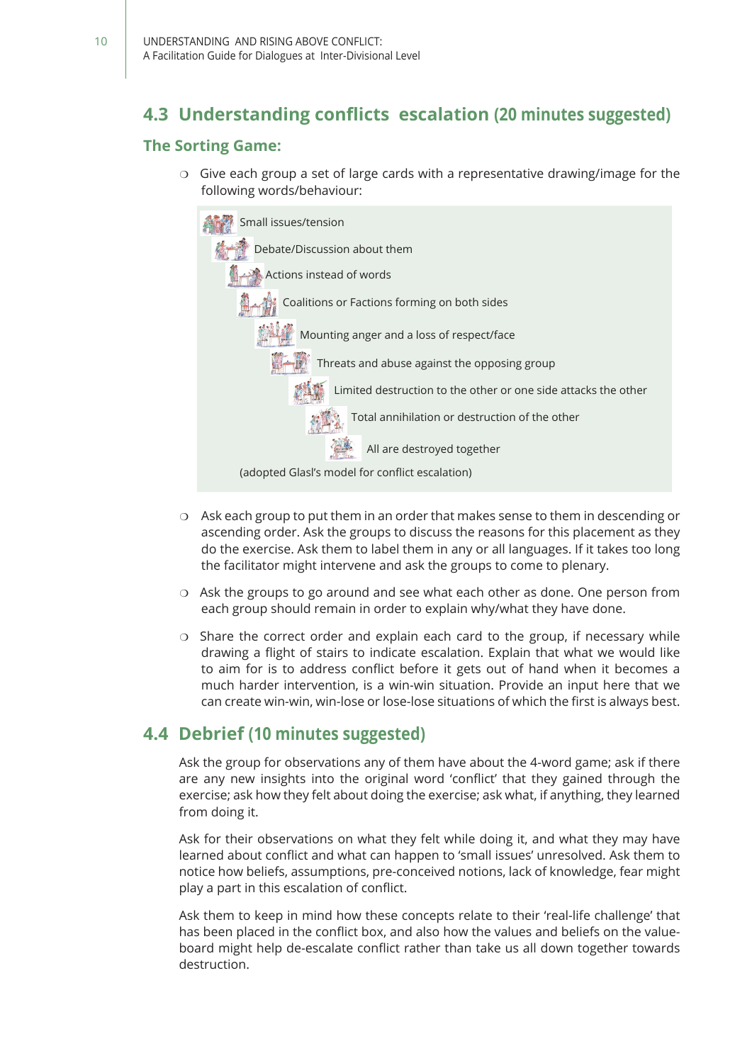## 4.3 Understanding conflicts escalation (20 minutes suggested)

### The Sorting Game:

- Give each group a set of large cards with a representative drawing/image for the following words/behaviour:

  Small issues/tension

  Debate/Discussion about them

  Actions instead of words

  Coalitions or Factions forming on both sides

  Mounting anger and a loss of respect/face

  Threats and abuse against the opposing group

  Limited destruction to the other or one side attacks the other

  Total annihilation or destruction of the other

  All are destroyed together

  (adopted Glasl's model for conflict escalation)

- Ask each group to put them in an order that makes sense to them in descending or ascending order. Ask the groups to discuss the reasons for this placement as they do the exercise. Ask them to label them in any or all languages. If it takes too long the facilitator might intervene and ask the groups to come to plenary.
- Ask the groups to go around and see what each other as done. One person from each group should remain in order to explain why/what they have done.
- Share the correct order and explain each card to the group, if necessary while drawing a flight of stairs to indicate escalation. Explain that what we would like to aim for is to address conflict before it gets out of hand when it becomes a much harder intervention, is a win-win situation. Provide an input here that we can create win-win, win-lose or lose-lose situations of which the first is always best.

## 4.4 Debrief (10 minutes suggested)

Ask the group for observations any of them have about the 4-word game; ask if there are any new insights into the original word 'conflict' that they gained through the exercise; ask how they felt about doing the exercise; ask what, if anything, they learned from doing it.

Ask for their observations on what they felt while doing it, and what they may have learned about conflict and what can happen to 'small issues' unresolved. Ask them to notice how beliefs, assumptions, pre-conceived notions, lack of knowledge, fear might play a part in this escalation of conflict.

Ask them to keep in mind how these concepts relate to their 'real-life challenge' that has been placed in the conflict box, and also how the values and beliefs on the value-board might help de-escalate conflict rather than take us all down together towards destruction.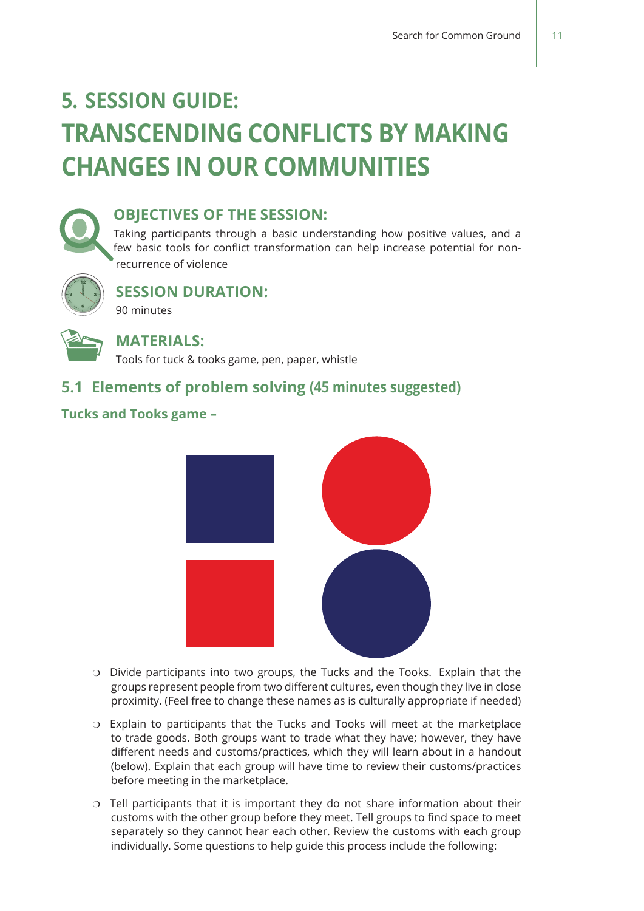# 5. SESSION GUIDE: TRANSCENDING CONFLICTS BY MAKING CHANGES IN OUR COMMUNITIES

### OBJECTIVES OF THE SESSION:

Taking participants through a basic understanding how positive values, and a few basic tools for conflict transformation can help increase potential for non-recurrence of violence

### SESSION DURATION:

90 minutes

### MATERIALS:

Tools for tuck & tooks game, pen, paper, whistle

## 5.1 Elements of problem solving (45 minutes suggested)

**Tucks and Tooks game –**

- Divide participants into two groups, the Tucks and the Tooks. Explain that the groups represent people from two different cultures, even though they live in close proximity. (Feel free to change these names as is culturally appropriate if needed)
- Explain to participants that the Tucks and Tooks will meet at the marketplace to trade goods. Both groups want to trade what they have; however, they have different needs and customs/practices, which they will learn about in a handout (below). Explain that each group will have time to review their customs/practices before meeting in the marketplace.
- Tell participants that it is important they do not share information about their customs with the other group before they meet. Tell groups to find space to meet separately so they cannot hear each other. Review the customs with each group individually. Some questions to help guide this process include the following: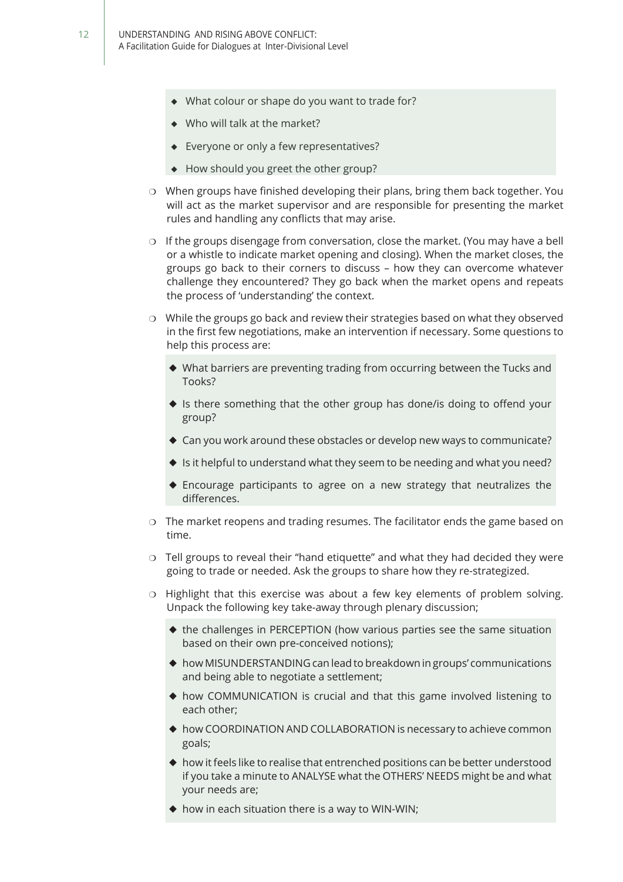- What colour or shape do you want to trade for?
- Who will talk at the market?
- Everyone or only a few representatives?
- How should you greet the other group?

- When groups have finished developing their plans, bring them back together. You will act as the market supervisor and are responsible for presenting the market rules and handling any conflicts that may arise.
- If the groups disengage from conversation, close the market. (You may have a bell or a whistle to indicate market opening and closing). When the market closes, the groups go back to their corners to discuss – how they can overcome whatever challenge they encountered? They go back when the market opens and repeats the process of 'understanding' the context.
- While the groups go back and review their strategies based on what they observed in the first few negotiations, make an intervention if necessary. Some questions to help this process are:
  - What barriers are preventing trading from occurring between the Tucks and Tooks?
  - Is there something that the other group has done/is doing to offend your group?
  - Can you work around these obstacles or develop new ways to communicate?
  - Is it helpful to understand what they seem to be needing and what you need?
  - Encourage participants to agree on a new strategy that neutralizes the differences.
- The market reopens and trading resumes. The facilitator ends the game based on time.
- Tell groups to reveal their "hand etiquette" and what they had decided they were going to trade or needed. Ask the groups to share how they re-strategized.
- Highlight that this exercise was about a few key elements of problem solving. Unpack the following key take-away through plenary discussion;
  - the challenges in PERCEPTION (how various parties see the same situation based on their own pre-conceived notions);
  - how MISUNDERSTANDING can lead to breakdown in groups' communications and being able to negotiate a settlement;
  - how COMMUNICATION is crucial and that this game involved listening to each other;
  - how COORDINATION AND COLLABORATION is necessary to achieve common goals;
  - how it feels like to realise that entrenched positions can be better understood if you take a minute to ANALYSE what the OTHERS' NEEDS might be and what your needs are;
  - how in each situation there is a way to WIN-WIN;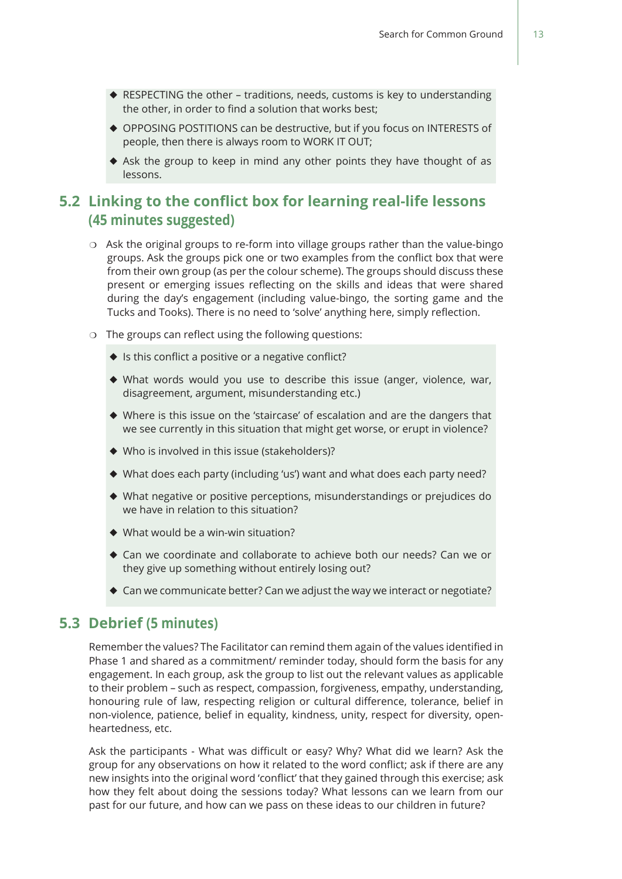- RESPECTING the other – traditions, needs, customs is key to understanding the other, in order to find a solution that works best;
- OPPOSING POSTITIONS can be destructive, but if you focus on INTERESTS of people, then there is always room to WORK IT OUT;
- Ask the group to keep in mind any other points they have thought of as lessons.

## 5.2 Linking to the conflict box for learning real-life lessons (45 minutes suggested)

- Ask the original groups to re-form into village groups rather than the value-bingo groups. Ask the groups pick one or two examples from the conflict box that were from their own group (as per the colour scheme). The groups should discuss these present or emerging issues reflecting on the skills and ideas that were shared during the day's engagement (including value-bingo, the sorting game and the Tucks and Tooks). There is no need to 'solve' anything here, simply reflection.
- The groups can reflect using the following questions:
  - Is this conflict a positive or a negative conflict?
  - What words would you use to describe this issue (anger, violence, war, disagreement, argument, misunderstanding etc.)
  - Where is this issue on the 'staircase' of escalation and are the dangers that we see currently in this situation that might get worse, or erupt in violence?
  - Who is involved in this issue (stakeholders)?
  - What does each party (including 'us') want and what does each party need?
  - What negative or positive perceptions, misunderstandings or prejudices do we have in relation to this situation?
  - What would be a win-win situation?
  - Can we coordinate and collaborate to achieve both our needs? Can we or they give up something without entirely losing out?
  - Can we communicate better? Can we adjust the way we interact or negotiate?

## 5.3 Debrief (5 minutes)

Remember the values? The Facilitator can remind them again of the values identified in Phase 1 and shared as a commitment/ reminder today, should form the basis for any engagement. In each group, ask the group to list out the relevant values as applicable to their problem – such as respect, compassion, forgiveness, empathy, understanding, honouring rule of law, respecting religion or cultural difference, tolerance, belief in non-violence, patience, belief in equality, kindness, unity, respect for diversity, open-heartedness, etc.

Ask the participants - What was difficult or easy? Why? What did we learn? Ask the group for any observations on how it related to the word conflict; ask if there are any new insights into the original word 'conflict' that they gained through this exercise; ask how they felt about doing the sessions today? What lessons can we learn from our past for our future, and how can we pass on these ideas to our children in future?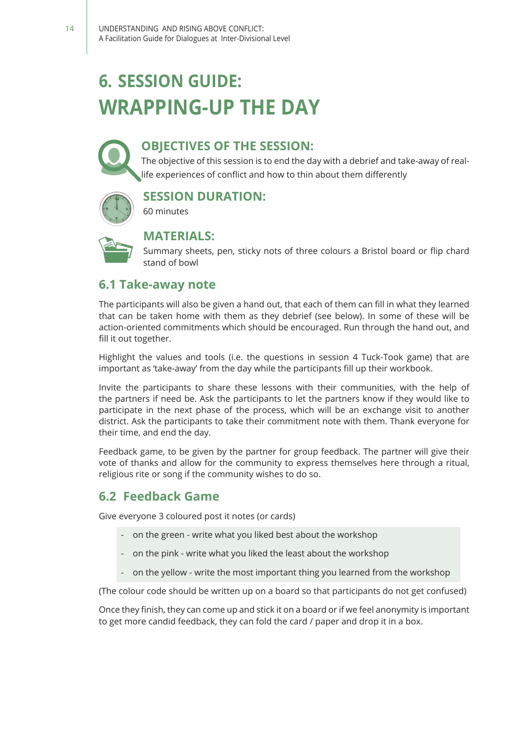# 6. SESSION GUIDE: WRAPPING-UP THE DAY

## OBJECTIVES OF THE SESSION:

The objective of this session is to end the day with a debrief and take-away of real-life experiences of conflict and how to thin about them differently

## SESSION DURATION:

60 minutes

## MATERIALS:

Summary sheets, pen, sticky nots of three colours a Bristol board or flip chard stand of bowl

## 6.1 Take-away note

The participants will also be given a hand out, that each of them can fill in what they learned that can be taken home with them as they debrief (see below). In some of these will be action-oriented commitments which should be encouraged. Run through the hand out, and fill it out together.

Highlight the values and tools (i.e. the questions in session 4 Tuck-Took game) that are important as 'take-away' from the day while the participants fill up their workbook.

Invite the participants to share these lessons with their communities, with the help of the partners if need be. Ask the participants to let the partners know if they would like to participate in the next phase of the process, which will be an exchange visit to another district. Ask the participants to take their commitment note with them. Thank everyone for their time, and end the day.

Feedback game, to be given by the partner for group feedback. The partner will give their vote of thanks and allow for the community to express themselves here through a ritual, religious rite or song if the community wishes to do so.

## 6.2 Feedback Game

Give everyone 3 coloured post it notes (or cards)

- on the green - write what you liked best about the workshop
- on the pink - write what you liked the least about the workshop
- on the yellow - write the most important thing you learned from the workshop

(The colour code should be written up on a board so that participants do not get confused)

Once they finish, they can come up and stick it on a board or if we feel anonymity is important to get more candid feedback, they can fold the card / paper and drop it in a box.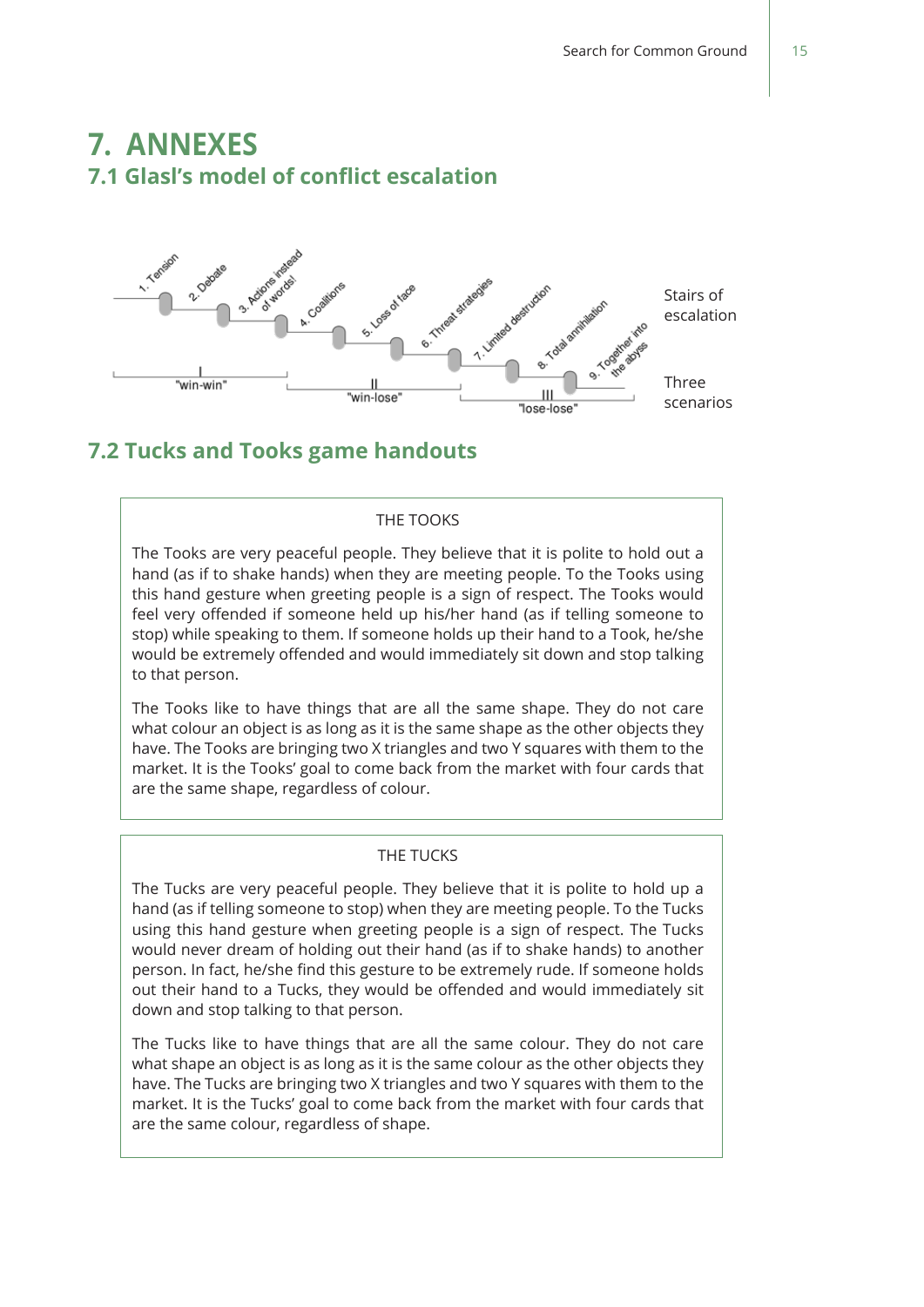# 7. ANNEXES

## 7.1 Glasl's model of conflict escalation

1. Tension
2. Debate
3. Actions instead of words!
4. Coalitions
5. Loss of face
6. Threat strategies
7. Limited destruction
8. Total annihilation
9. Together into the abyss

Stairs of escalation

I "win-win" | II "win-lose" | III "lose-lose"

Three scenarios

## 7.2 Tucks and Tooks game handouts

THE TOOKS

The Tooks are very peaceful people. They believe that it is polite to hold out a hand (as if to shake hands) when they are meeting people. To the Tooks using this hand gesture when greeting people is a sign of respect. The Tooks would feel very offended if someone held up his/her hand (as if telling someone to stop) while speaking to them. If someone holds up their hand to a Took, he/she would be extremely offended and would immediately sit down and stop talking to that person.

The Tooks like to have things that are all the same shape. They do not care what colour an object is as long as it is the same shape as the other objects they have. The Tooks are bringing two X triangles and two Y squares with them to the market. It is the Tooks' goal to come back from the market with four cards that are the same shape, regardless of colour.

THE TUCKS

The Tucks are very peaceful people. They believe that it is polite to hold up a hand (as if telling someone to stop) when they are meeting people. To the Tucks using this hand gesture when greeting people is a sign of respect. The Tucks would never dream of holding out their hand (as if to shake hands) to another person. In fact, he/she find this gesture to be extremely rude. If someone holds out their hand to a Tucks, they would be offended and would immediately sit down and stop talking to that person.

The Tucks like to have things that are all the same colour. They do not care what shape an object is as long as it is the same colour as the other objects they have. The Tucks are bringing two X triangles and two Y squares with them to the market. It is the Tucks' goal to come back from the market with four cards that are the same colour, regardless of shape.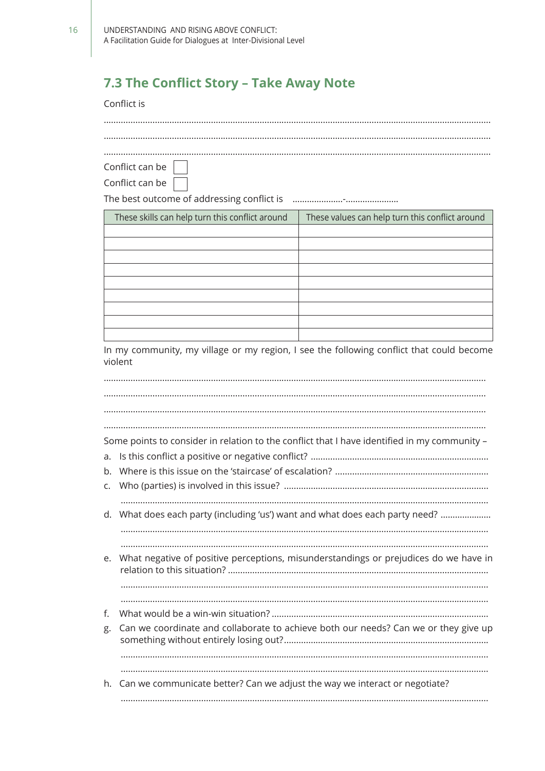## 7.3 The Conflict Story – Take Away Note

Conflict is

.............................................................................................................................................................

.............................................................................................................................................................

.............................................................................................................................................................

Conflict can be ☐

Conflict can be ☐

The best outcome of addressing conflict is .....................-......................

| These skills can help turn this conflict around | These values can help turn this conflict around |
|---|---|
| | |
| | |
| | |
| | |
| | |
| | |
| | |
| | |
| | |

In my community, my village or my region, I see the following conflict that could become violent

.............................................................................................................................................................

.............................................................................................................................................................

.............................................................................................................................................................

.............................................................................................................................................................

Some points to consider in relation to the conflict that I have identified in my community –

a. Is this conflict a positive or negative conflict? ........................................................................

b. Where is this issue on the 'staircase' of escalation? ..............................................................

c. Who (parties) is involved in this issue? ...................................................................................

.....................................................................................................................................................

d. What does each party (including 'us') want and what does each party need? ....................

.....................................................................................................................................................

.....................................................................................................................................................

e. What negative of positive perceptions, misunderstandings or prejudices do we have in relation to this situation? ..........................................................................................................

.....................................................................................................................................................

.....................................................................................................................................................

f. What would be a win-win situation? ........................................................................................

g. Can we coordinate and collaborate to achieve both our needs? Can we or they give up something without entirely losing out?...................................................................................

.....................................................................................................................................................

.....................................................................................................................................................

h. Can we communicate better? Can we adjust the way we interact or negotiate?

.....................................................................................................................................................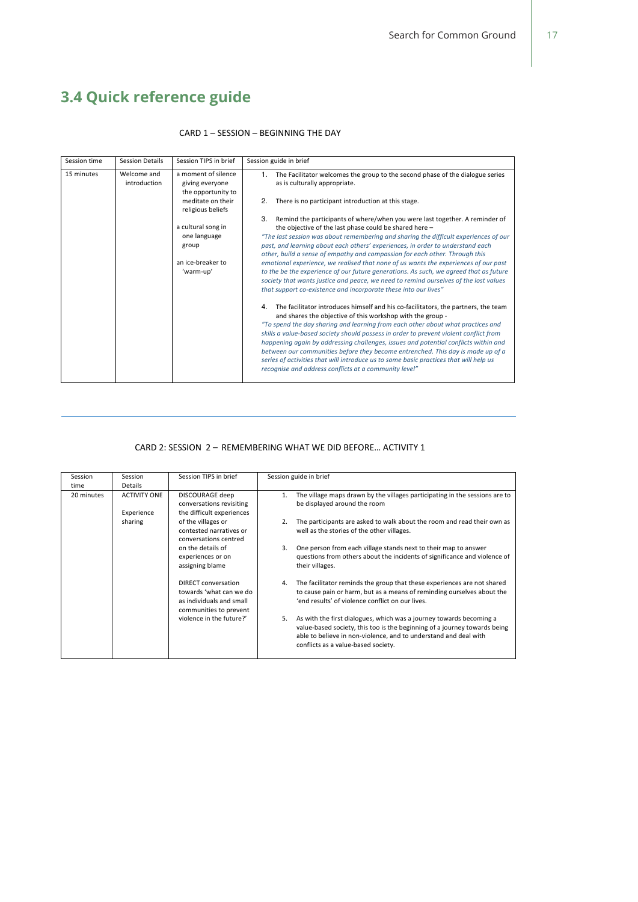## 3.4 Quick reference guide

CARD 1 – SESSION – BEGINNING THE DAY

| Session time | Session Details | Session TIPS in brief | Session guide in brief |
|---|---|---|---|
| 15 minutes | Welcome and introduction | a moment of silence giving everyone the opportunity to meditate on their religious beliefs<br><br>a cultural song in one language group<br><br>an ice-breaker to 'warm-up' | 1. The Facilitator welcomes the group to the second phase of the dialogue series as is culturally appropriate.<br><br>2. There is no participant introduction at this stage.<br><br>3. Remind the participants of where/when you were last together. A reminder of the objective of the last phase could be shared here – *"The last session was about remembering and sharing the difficult experiences of our past, and learning about each others' experiences, in order to understand each other, build a sense of empathy and compassion for each other. Through this emotional experience, we realised that none of us wants the experiences of our past to the be the experience of our future generations. As such, we agreed that as future society that wants justice and peace, we need to remind ourselves of the lost values that support co-existence and incorporate these into our lives"*<br><br>4. The facilitator introduces himself and his co-facilitators, the partners, the team and shares the objective of this workshop with the group - *"To spend the day sharing and learning from each other about what practices and skills a value-based society should possess in order to prevent violent conflict from happening again by addressing challenges, issues and potential conflicts within and between our communities before they become entrenched. This day is made up of a series of activities that will introduce us to some basic practices that will help us recognise and address conflicts at a community level"* |

CARD 2: SESSION 2 – REMEMBERING WHAT WE DID BEFORE… ACTIVITY 1

| Session time | Session Details | Session TIPS in brief | Session guide in brief |
|---|---|---|---|
| 20 minutes | ACTIVITY ONE<br><br>Experience sharing | DISCOURAGE deep conversations revisiting the difficult experiences of the villages or contested narratives or conversations centred on the details of experiences or on assigning blame<br><br>DIRECT conversation towards 'what can we do as individuals and small communities to prevent violence in the future?' | 1. The village maps drawn by the villages participating in the sessions are to be displayed around the room<br><br>2. The participants are asked to walk about the room and read their own as well as the stories of the other villages.<br><br>3. One person from each village stands next to their map to answer questions from others about the incidents of significance and violence of their villages.<br><br>4. The facilitator reminds the group that these experiences are not shared to cause pain or harm, but as a means of reminding ourselves about the 'end results' of violence conflict on our lives.<br><br>5. As with the first dialogues, which was a journey towards becoming a value-based society, this too is the beginning of a journey towards being able to believe in non-violence, and to understand and deal with conflicts as a value-based society. |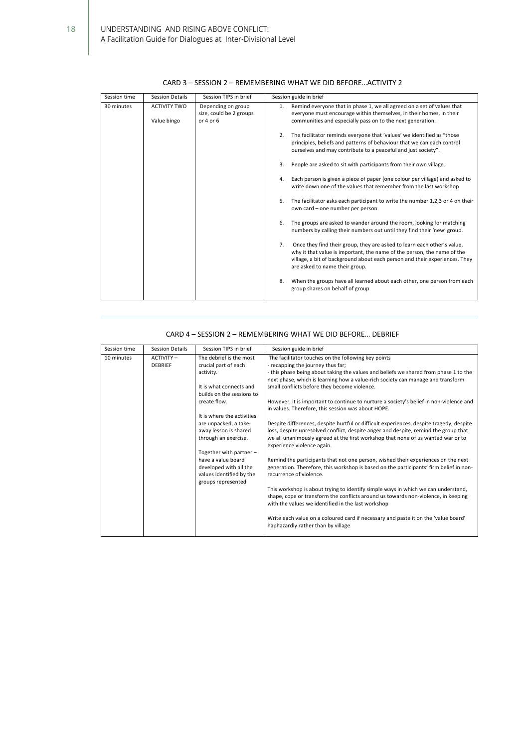## CARD 3 – SESSION 2 – REMEMBERING WHAT WE DID BEFORE…ACTIVITY 2

| Session time | Session Details | Session TIPS in brief | Session guide in brief |
|---|---|---|---|
| 30 minutes | ACTIVITY TWO<br><br>Value bingo | Depending on group size, could be 2 groups or 4 or 6 | 1. Remind everyone that in phase 1, we all agreed on a set of values that everyone must encourage within themselves, in their homes, in their communities and especially pass on to the next generation.<br><br>2. The facilitator reminds everyone that 'values' we identified as "those principles, beliefs and patterns of behaviour that we can each control ourselves and may contribute to a peaceful and just society".<br><br>3. People are asked to sit with participants from their own village.<br><br>4. Each person is given a piece of paper (one colour per village) and asked to write down one of the values that remember from the last workshop<br><br>5. The facilitator asks each participant to write the number 1,2,3 or 4 on their own card – one number per person<br><br>6. The groups are asked to wander around the room, looking for matching numbers by calling their numbers out until they find their 'new' group.<br><br>7. Once they find their group, they are asked to learn each other's value, why it that value is important, the name of the person, the name of the village, a bit of background about each person and their experiences. They are asked to name their group.<br><br>8. When the groups have all learned about each other, one person from each group shares on behalf of group |

## CARD 4 – SESSION 2 – REMEMBERING WHAT WE DID BEFORE… DEBRIEF

| Session time | Session Details | Session TIPS in brief | Session guide in brief |
|---|---|---|---|
| 10 minutes | ACTIVITY – DEBRIEF | The debrief is the most crucial part of each activity.<br><br>It is what connects and builds on the sessions to create flow.<br><br>It is where the activities are unpacked, a take-away lesson is shared through an exercise.<br><br>Together with partner – have a value board developed with all the values identified by the groups represented | The facilitator touches on the following key points<br>- recapping the journey thus far;<br>- this phase being about taking the values and beliefs we shared from phase 1 to the next phase, which is learning how a value-rich society can manage and transform small conflicts before they become violence.<br><br>However, it is important to continue to nurture a society's belief in non-violence and in values. Therefore, this session was about HOPE.<br><br>Despite differences, despite hurtful or difficult experiences, despite tragedy, despite loss, despite unresolved conflict, despite anger and despite, remind the group that we all unanimously agreed at the first workshop that none of us wanted war or to experience violence again.<br><br>Remind the participants that not one person, wished their experiences on the next generation. Therefore, this workshop is based on the participants' firm belief in non-recurrence of violence.<br><br>This workshop is about trying to identify simple ways in which we can understand, shape, cope or transform the conflicts around us towards non-violence, in keeping with the values we identified in the last workshop<br><br>Write each value on a coloured card if necessary and paste it on the 'value board' haphazardly rather than by village |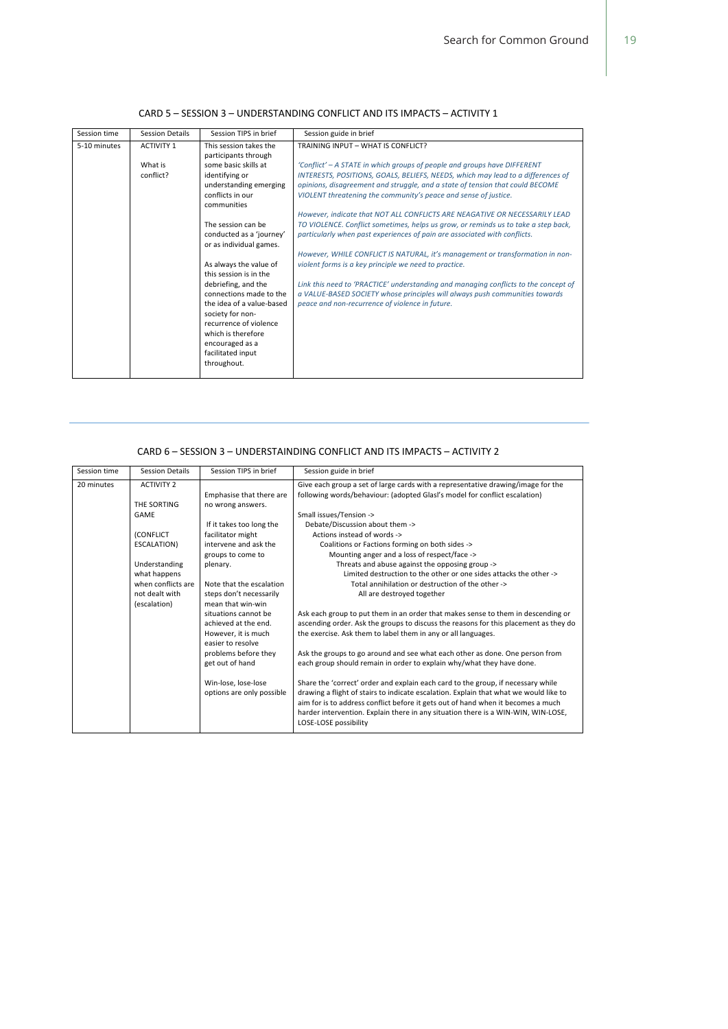## CARD 5 – SESSION 3 – UNDERSTANDING CONFLICT AND ITS IMPACTS – ACTIVITY 1

| Session time | Session Details | Session TIPS in brief | Session guide in brief |
|---|---|---|---|
| 5-10 minutes | ACTIVITY 1<br><br>What is conflict? | This session takes the participants through some basic skills at identifying or understanding emerging conflicts in our communities<br><br>The session can be conducted as a 'journey' or as individual games.<br><br>As always the value of this session is in the debriefing, and the connections made to the the idea of a value-based society for non-recurrence of violence which is therefore encouraged as a facilitated input throughout. | TRAINING INPUT – WHAT IS CONFLICT?<br><br>*'Conflict' – A STATE in which groups of people and groups have DIFFERENT INTERESTS, POSITIONS, GOALS, BELIEFS, NEEDS, which may lead to a differences of opinions, disagreement and struggle, and a state of tension that could BECOME VIOLENT threatening the community's peace and sense of justice.*<br><br>*However, indicate that NOT ALL CONFLICTS ARE NEAGATIVE OR NECESSARILY LEAD TO VIOLENCE. Conflict sometimes, helps us grow, or reminds us to take a step back, particularly when past experiences of pain are associated with conflicts.*<br><br>*However, WHILE CONFLICT IS NATURAL, it's management or transformation in non-violent forms is a key principle we need to practice.*<br><br>*Link this need to 'PRACTICE' understanding and managing conflicts to the concept of a VALUE-BASED SOCIETY whose principles will always push communities towards peace and non-recurrence of violence in future.* |

## CARD 6 – SESSION 3 – UNDERSTAINDING CONFLICT AND ITS IMPACTS – ACTIVITY 2

| Session time | Session Details | Session TIPS in brief | Session guide in brief |
|---|---|---|---|
| 20 minutes | ACTIVITY 2<br><br>THE SORTING GAME<br><br>(CONFLICT ESCALATION)<br><br>Understanding what happens when conflicts are not dealt with (escalation) | Emphasise that there are no wrong answers.<br><br>If it takes too long the facilitator might intervene and ask the groups to come to plenary.<br><br>Note that the escalation steps don't necessarily mean that win-win situations cannot be achieved at the end. However, it is much easier to resolve problems before they get out of hand<br><br>Win-lose, lose-lose options are only possible | Give each group a set of large cards with a representative drawing/image for the following words/behaviour: (adopted Glasl's model for conflict escalation)<br><br>Small issues/Tension -><br>Debate/Discussion about them -><br>Actions instead of words -><br>Coalitions or Factions forming on both sides -><br>Mounting anger and a loss of respect/face -><br>Threats and abuse against the opposing group -><br>Limited destruction to the other or one sides attacks the other -><br>Total annihilation or destruction of the other -><br>All are destroyed together<br><br>Ask each group to put them in an order that makes sense to them in descending or ascending order. Ask the groups to discuss the reasons for this placement as they do the exercise. Ask them to label them in any or all languages.<br><br>Ask the groups to go around and see what each other as done. One person from each group should remain in order to explain why/what they have done.<br><br>Share the 'correct' order and explain each card to the group, if necessary while drawing a flight of stairs to indicate escalation. Explain that what we would like to aim for is to address conflict before it gets out of hand when it becomes a much harder intervention. Explain there in any situation there is a WIN-WIN, WIN-LOSE, LOSE-LOSE possibility |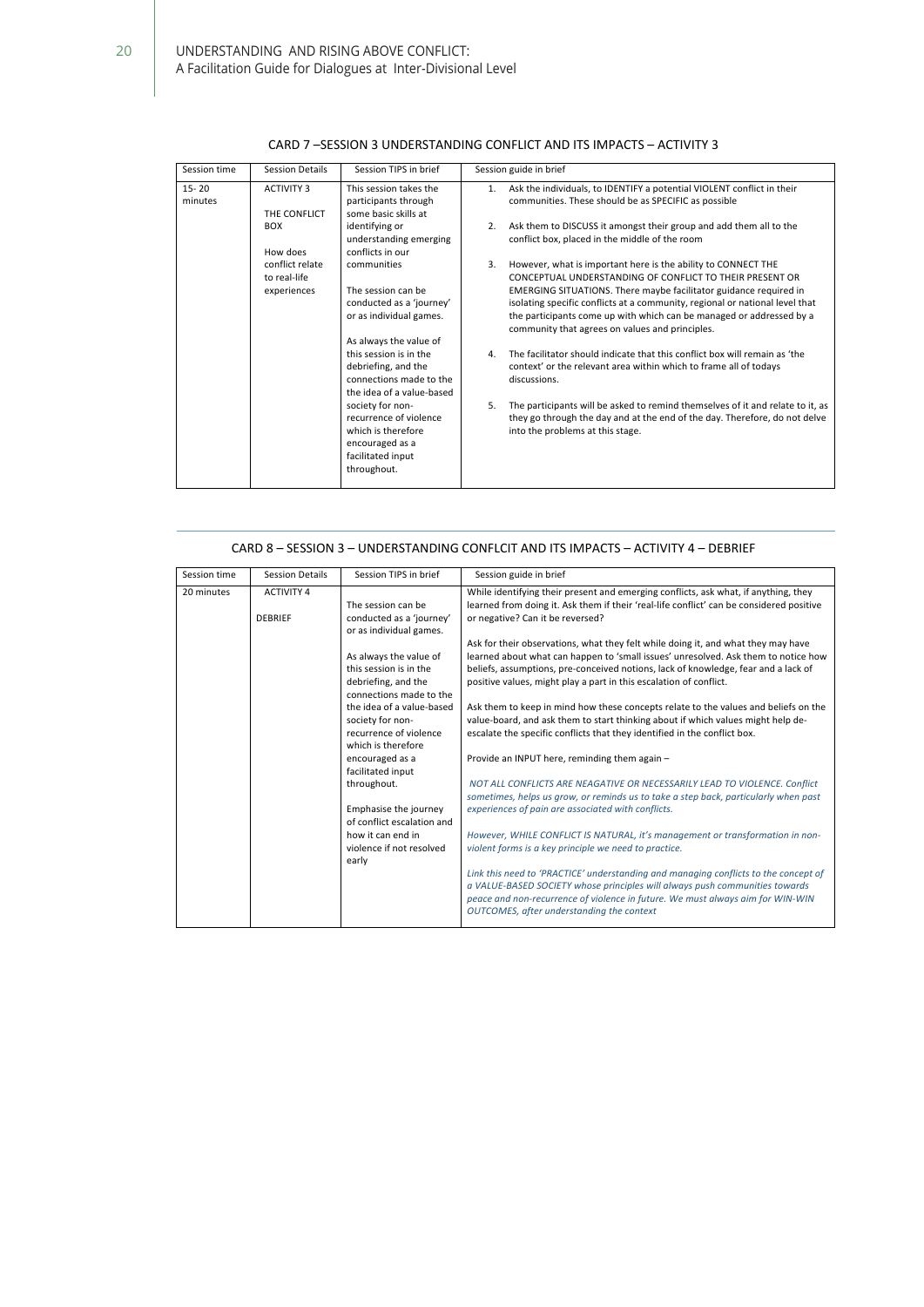## CARD 7 –SESSION 3 UNDERSTANDING CONFLICT AND ITS IMPACTS – ACTIVITY 3

| Session time | Session Details | Session TIPS in brief | Session guide in brief |
|---|---|---|---|
| 15- 20 minutes | ACTIVITY 3<br><br>THE CONFLICT BOX<br><br>How does conflict relate to real-life experiences | This session takes the participants through some basic skills at identifying or understanding emerging conflicts in our communities<br><br>The session can be conducted as a 'journey' or as individual games.<br><br>As always the value of this session is in the debriefing, and the connections made to the the idea of a value-based society for non-recurrence of violence which is therefore encouraged as a facilitated input throughout. | 1. Ask the individuals, to IDENTIFY a potential VIOLENT conflict in their communities. These should be as SPECIFIC as possible<br><br>2. Ask them to DISCUSS it amongst their group and add them all to the conflict box, placed in the middle of the room<br><br>3. However, what is important here is the ability to CONNECT THE CONCEPTUAL UNDERSTANDING OF CONFLICT TO THEIR PRESENT OR EMERGING SITUATIONS. There maybe facilitator guidance required in isolating specific conflicts at a community, regional or national level that the participants come up with which can be managed or addressed by a community that agrees on values and principles.<br><br>4. The facilitator should indicate that this conflict box will remain as 'the context' or the relevant area within which to frame all of todays discussions.<br><br>5. The participants will be asked to remind themselves of it and relate to it, as they go through the day and at the end of the day. Therefore, do not delve into the problems at this stage. |

## CARD 8 – SESSION 3 – UNDERSTANDING CONFLCIT AND ITS IMPACTS – ACTIVITY 4 – DEBRIEF

| Session time | Session Details | Session TIPS in brief | Session guide in brief |
|---|---|---|---|
| 20 minutes | ACTIVITY 4<br><br>DEBRIEF | The session can be conducted as a 'journey' or as individual games.<br><br>As always the value of this session is in the debriefing, and the connections made to the the idea of a value-based society for non-recurrence of violence which is therefore encouraged as a facilitated input throughout.<br><br>Emphasise the journey of conflict escalation and how it can end in violence if not resolved early | While identifying their present and emerging conflicts, ask what, if anything, they learned from doing it. Ask them if their 'real-life conflict' can be considered positive or negative? Can it be reversed?<br><br>Ask for their observations, what they felt while doing it, and what they may have learned about what can happen to 'small issues' unresolved. Ask them to notice how beliefs, assumptions, pre-conceived notions, lack of knowledge, fear and a lack of positive values, might play a part in this escalation of conflict.<br><br>Ask them to keep in mind how these concepts relate to the values and beliefs on the value-board, and ask them to start thinking about if which values might help de-escalate the specific conflicts that they identified in the conflict box.<br><br>Provide an INPUT here, reminding them again –<br><br>*NOT ALL CONFLICTS ARE NEAGATIVE OR NECESSARILY LEAD TO VIOLENCE. Conflict sometimes, helps us grow, or reminds us to take a step back, particularly when past experiences of pain are associated with conflicts.*<br><br>*However, WHILE CONFLICT IS NATURAL, it's management or transformation in non-violent forms is a key principle we need to practice.*<br><br>*Link this need to 'PRACTICE' understanding and managing conflicts to the concept of a VALUE-BASED SOCIETY whose principles will always push communities towards peace and non-recurrence of violence in future. We must always aim for WIN-WIN OUTCOMES, after understanding the context* |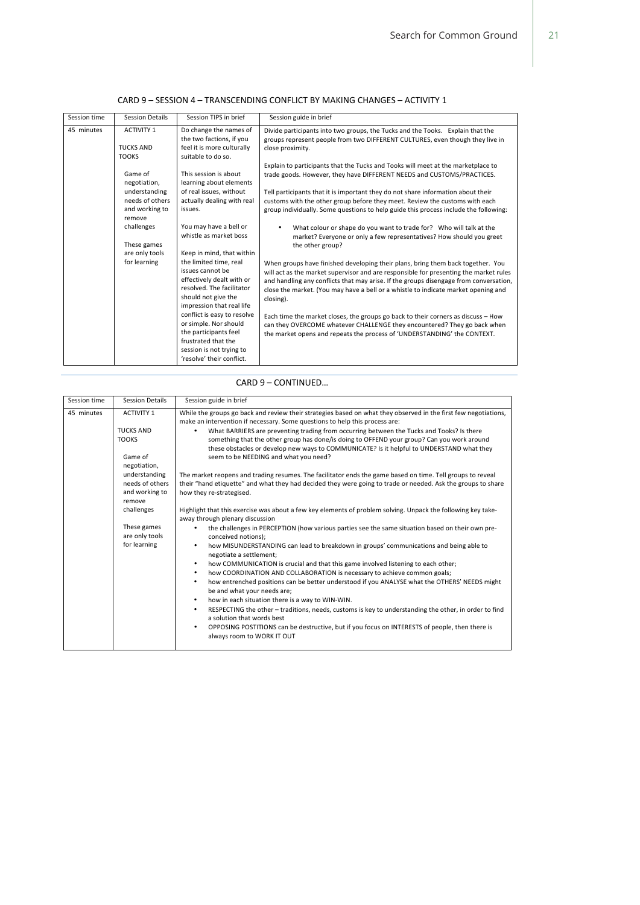## CARD 9 – SESSION 4 – TRANSCENDING CONFLICT BY MAKING CHANGES – ACTIVITY 1

| Session time | Session Details | Session TIPS in brief | Session guide in brief |
|---|---|---|---|
| 45 minutes | ACTIVITY 1<br><br>TUCKS AND TOOKS<br><br>Game of negotiation, understanding needs of others and working to remove challenges<br><br>These games are only tools for learning | Do change the names of the two factions, if you feel it is more culturally suitable to do so.<br><br>This session is about learning about elements of real issues, without actually dealing with real issues.<br><br>You may have a bell or whistle as market boss<br><br>Keep in mind, that within the limited time, real issues cannot be effectively dealt with or resolved. The facilitator should not give the impression that real life conflict is easy to resolve or simple. Nor should the participants feel frustrated that the session is not trying to 'resolve' their conflict. | Divide participants into two groups, the Tucks and the Tooks. Explain that the groups represent people from two DIFFERENT CULTURES, even though they live in close proximity.<br><br>Explain to participants that the Tucks and Tooks will meet at the marketplace to trade goods. However, they have DIFFERENT NEEDS and CUSTOMS/PRACTICES.<br><br>Tell participants that it is important they do not share information about their customs with the other group before they meet. Review the customs with each group individually. Some questions to help guide this process include the following:<br><br>• What colour or shape do you want to trade for? Who will talk at the market? Everyone or only a few representatives? How should you greet the other group?<br><br>When groups have finished developing their plans, bring them back together. You will act as the market supervisor and are responsible for presenting the market rules and handling any conflicts that may arise. If the groups disengage from conversation, close the market. (You may have a bell or a whistle to indicate market opening and closing).<br><br>Each time the market closes, the groups go back to their corners as discuss – How can they OVERCOME whatever CHALLENGE they encountered? They go back when the market opens and repeats the process of 'UNDERSTANDING' the CONTEXT. |

## CARD 9 – CONTINUED…

| Session time | Session Details | Session guide in brief |
|---|---|---|
| 45 minutes | ACTIVITY 1<br><br>TUCKS AND TOOKS<br><br>Game of negotiation, understanding needs of others and working to remove challenges<br><br>These games are only tools for learning | While the groups go back and review their strategies based on what they observed in the first few negotiations, make an intervention if necessary. Some questions to help this process are:<br><br>• What BARRIERS are preventing trading from occurring between the Tucks and Tooks? Is there something that the other group has done/is doing to OFFEND your group? Can you work around these obstacles or develop new ways to COMMUNICATE? Is it helpful to UNDERSTAND what they seem to be NEEDING and what you need?<br><br>The market reopens and trading resumes. The facilitator ends the game based on time. Tell groups to reveal their "hand etiquette" and what they had decided they were going to trade or needed. Ask the groups to share how they re-strategised.<br><br>Highlight that this exercise was about a few key elements of problem solving. Unpack the following key take-away through plenary discussion<br><br>• the challenges in PERCEPTION (how various parties see the same situation based on their own pre-conceived notions);<br>• how MISUNDERSTANDING can lead to breakdown in groups' communications and being able to negotiate a settlement;<br>• how COMMUNICATION is crucial and that this game involved listening to each other;<br>• how COORDINATION AND COLLABORATION is necessary to achieve common goals;<br>• how entrenched positions can be better understood if you ANALYSE what the OTHERS' NEEDS might be and what your needs are;<br>• how in each situation there is a way to WIN-WIN.<br>• RESPECTING the other – traditions, needs, customs is key to understanding the other, in order to find a solution that words best<br>• OPPOSING POSITIONS can be destructive, but if you focus on INTERESTS of people, then there is always room to WORK IT OUT |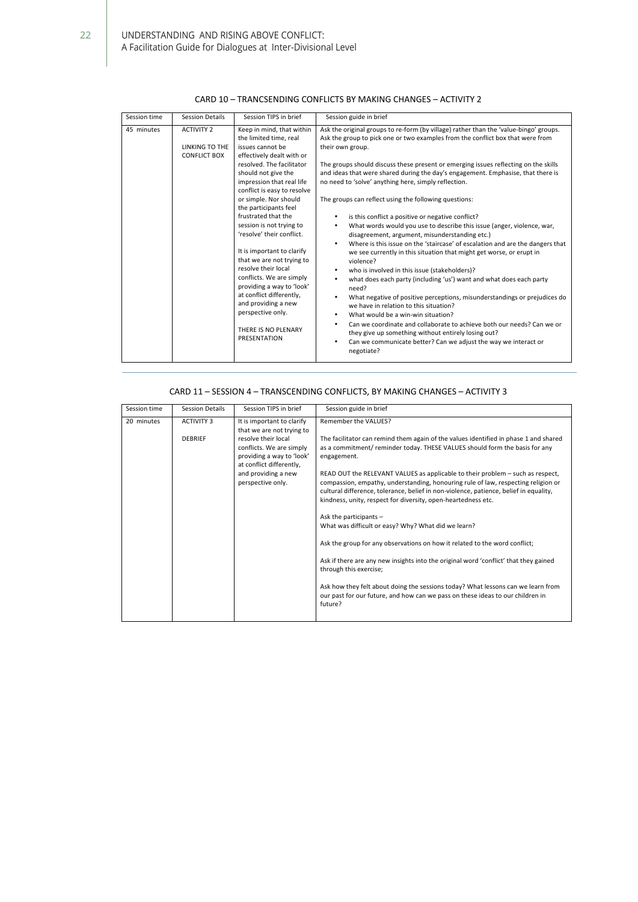## CARD 10 – TRANCSENDING CONFLICTS BY MAKING CHANGES – ACTIVITY 2

| Session time | Session Details | Session TIPS in brief | Session guide in brief |
|---|---|---|---|
| 45 minutes | ACTIVITY 2<br><br>LINKING TO THE CONFLICT BOX | Keep in mind, that within the limited time, real issues cannot be effectively dealt with or resolved. The facilitator should not give the impression that real life conflict is easy to resolve or simple. Nor should the participants feel frustrated that the session is not trying to 'resolve' their conflict.<br><br>It is important to clarify that we are not trying to resolve their local conflicts. We are simply providing a way to 'look' at conflict differently, and providing a new perspective only.<br><br>THERE IS NO PLENARY PRESENTATION | Ask the original groups to re-form (by village) rather than the 'value-bingo' groups. Ask the group to pick one or two examples from the conflict box that were from their own group.<br><br>The groups should discuss these present or emerging issues reflecting on the skills and ideas that were shared during the day's engagement. Emphasise, that there is no need to 'solve' anything here, simply reflection.<br><br>The groups can reflect using the following questions:<br><br>• is this conflict a positive or negative conflict?<br>• What words would you use to describe this issue (anger, violence, war, disagreement, argument, misunderstanding etc.)<br>• Where is this issue on the 'staircase' of escalation and are the dangers that we see currently in this situation that might get worse, or erupt in violence?<br>• who is involved in this issue (stakeholders)?<br>• what does each party (including 'us') want and what does each party need?<br>• What negative of positive perceptions, misunderstandings or prejudices do we have in relation to this situation?<br>• What would be a win-win situation?<br>• Can we coordinate and collaborate to achieve both our needs? Can we or they give up something without entirely losing out?<br>• Can we communicate better? Can we adjust the way we interact or negotiate? |

## CARD 11 – SESSION 4 – TRANSCENDING CONFLICTS, BY MAKING CHANGES – ACTIVITY 3

| Session time | Session Details | Session TIPS in brief | Session guide in brief |
|---|---|---|---|
| 20 minutes | ACTIVITY 3<br><br>DEBRIEF | It is important to clarify that we are not trying to resolve their local conflicts. We are simply providing a way to 'look' at conflict differently, and providing a new perspective only. | Remember the VALUES?<br><br>The facilitator can remind them again of the values identified in phase 1 and shared as a commitment/ reminder today. THESE VALUES should form the basis for any engagement.<br><br>READ OUT the RELEVANT VALUES as applicable to their problem – such as respect, compassion, empathy, understanding, honouring rule of law, respecting religion or cultural difference, tolerance, belief in non-violence, patience, belief in equality, kindness, unity, respect for diversity, open-heartedness etc.<br><br>Ask the participants –<br>What was difficult or easy? Why? What did we learn?<br><br>Ask the group for any observations on how it related to the word conflict;<br><br>Ask if there are any new insights into the original word 'conflict' that they gained through this exercise;<br><br>Ask how they felt about doing the sessions today? What lessons can we learn from our past for our future, and how can we pass on these ideas to our children in future? |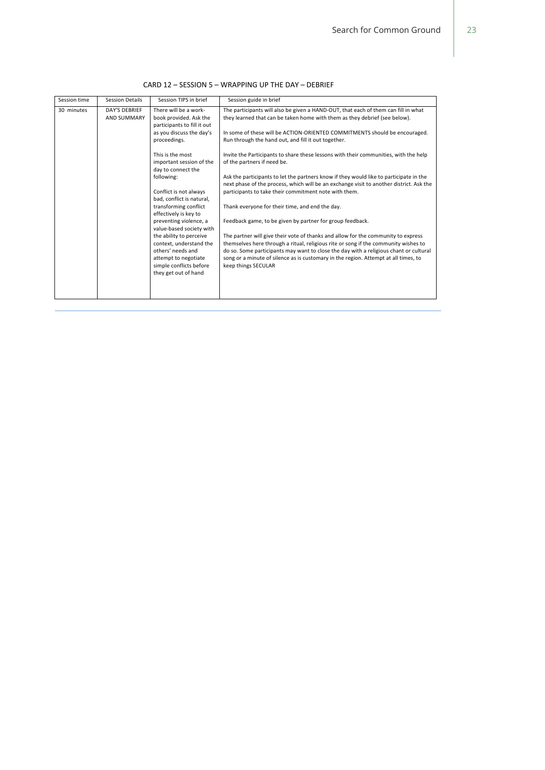## CARD 12 – SESSION 5 – WRAPPING UP THE DAY – DEBRIEF

| Session time | Session Details | Session TIPS in brief | Session guide in brief |
|---|---|---|---|
| 30 minutes | DAY'S DEBRIEF AND SUMMARY | There will be a work-book provided. Ask the participants to fill it out as you discuss the day's proceedings.<br><br>This is the most important session of the day to connect the following:<br><br>Conflict is not always bad, conflict is natural, transforming conflict effectively is key to preventing violence, a value-based society with the ability to perceive context, understand the others' needs and attempt to negotiate simple conflicts before they get out of hand | The participants will also be given a HAND-OUT, that each of them can fill in what they learned that can be taken home with them as they debrief (see below).<br><br>In some of these will be ACTION-ORIENTED COMMITMENTS should be encouraged. Run through the hand out, and fill it out together.<br><br>Invite the Participants to share these lessons with their communities, with the help of the partners if need be.<br><br>Ask the participants to let the partners know if they would like to participate in the next phase of the process, which will be an exchange visit to another district. Ask the participants to take their commitment note with them.<br><br>Thank everyone for their time, and end the day.<br><br>Feedback game, to be given by partner for group feedback.<br><br>The partner will give their vote of thanks and allow for the community to express themselves here through a ritual, religious rite or song if the community wishes to do so. Some participants may want to close the day with a religious chant or cultural song or a minute of silence as is customary in the region. Attempt at all times, to keep things SECULAR |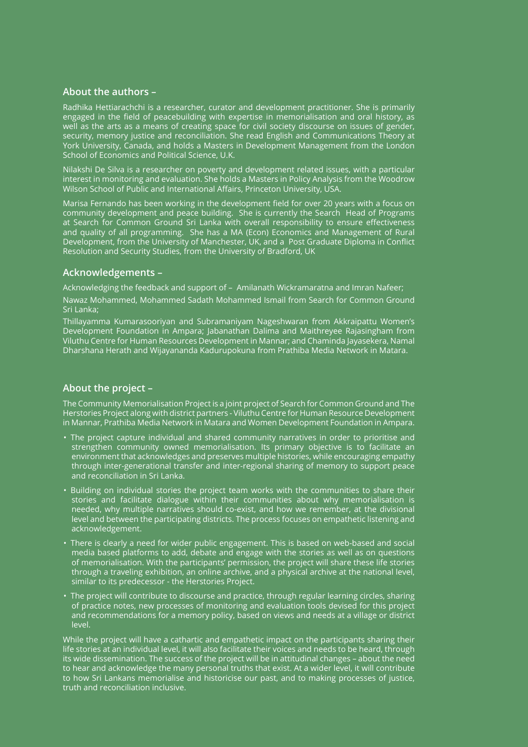## About the authors –

Radhika Hettiarachchi is a researcher, curator and development practitioner. She is primarily engaged in the field of peacebuilding with expertise in memorialisation and oral history, as well as the arts as a means of creating space for civil society discourse on issues of gender, security, memory justice and reconciliation. She read English and Communications Theory at York University, Canada, and holds a Masters in Development Management from the London School of Economics and Political Science, U.K.

Nilakshi De Silva is a researcher on poverty and development related issues, with a particular interest in monitoring and evaluation. She holds a Masters in Policy Analysis from the Woodrow Wilson School of Public and International Affairs, Princeton University, USA.

Marisa Fernando has been working in the development field for over 20 years with a focus on community development and peace building. She is currently the Search Head of Programs at Search for Common Ground Sri Lanka with overall responsibility to ensure effectiveness and quality of all programming. She has a MA (Econ) Economics and Management of Rural Development, from the University of Manchester, UK, and a Post Graduate Diploma in Conflict Resolution and Security Studies, from the University of Bradford, UK

## Acknowledgements –

Acknowledging the feedback and support of – Amilanath Wickramaratna and Imran Nafeer;

Nawaz Mohammed, Mohammed Sadath Mohammed Ismail from Search for Common Ground Sri Lanka;

Thillayamma Kumarasooriyan and Subramaniyam Nageshwaran from Akkraipattu Women's Development Foundation in Ampara; Jabanathan Dalima and Maithreyee Rajasingham from Viluthu Centre for Human Resources Development in Mannar; and Chaminda Jayasekera, Namal Dharshana Herath and Wijayananda Kadurupokuna from Prathiba Media Network in Matara.

## About the project –

The Community Memorialisation Project is a joint project of Search for Common Ground and The Herstories Project along with district partners - Viluthu Centre for Human Resource Development in Mannar, Prathiba Media Network in Matara and Women Development Foundation in Ampara.

- The project capture individual and shared community narratives in order to prioritise and strengthen community owned memorialisation. Its primary objective is to facilitate an environment that acknowledges and preserves multiple histories, while encouraging empathy through inter-generational transfer and inter-regional sharing of memory to support peace and reconciliation in Sri Lanka.
- Building on individual stories the project team works with the communities to share their stories and facilitate dialogue within their communities about why memorialisation is needed, why multiple narratives should co-exist, and how we remember, at the divisional level and between the participating districts. The process focuses on empathetic listening and acknowledgement.
- There is clearly a need for wider public engagement. This is based on web-based and social media based platforms to add, debate and engage with the stories as well as on questions of memorialisation. With the participants' permission, the project will share these life stories through a traveling exhibition, an online archive, and a physical archive at the national level, similar to its predecessor - the Herstories Project.
- The project will contribute to discourse and practice, through regular learning circles, sharing of practice notes, new processes of monitoring and evaluation tools devised for this project and recommendations for a memory policy, based on views and needs at a village or district level.

While the project will have a cathartic and empathetic impact on the participants sharing their life stories at an individual level, it will also facilitate their voices and needs to be heard, through its wide dissemination. The success of the project will be in attitudinal changes – about the need to hear and acknowledge the many personal truths that exist. At a wider level, it will contribute to how Sri Lankans memorialise and historicise our past, and to making processes of justice, truth and reconciliation inclusive.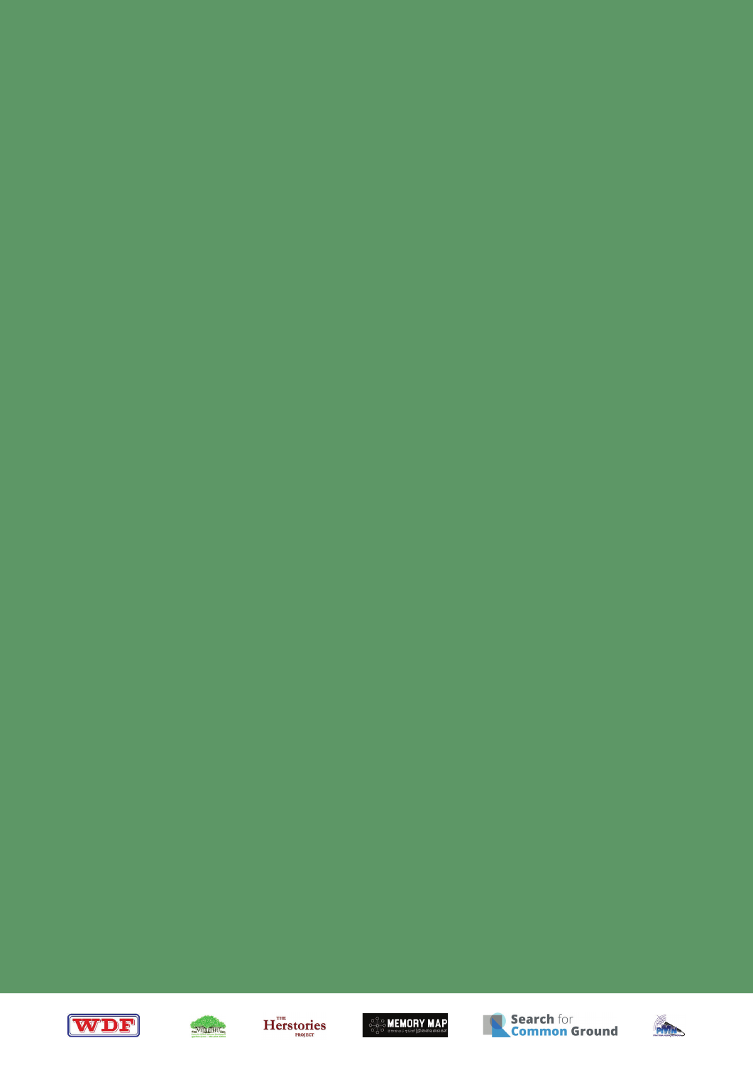WDF

THE Herstories PROJECT

MEMORY MAP

Search for Common Ground